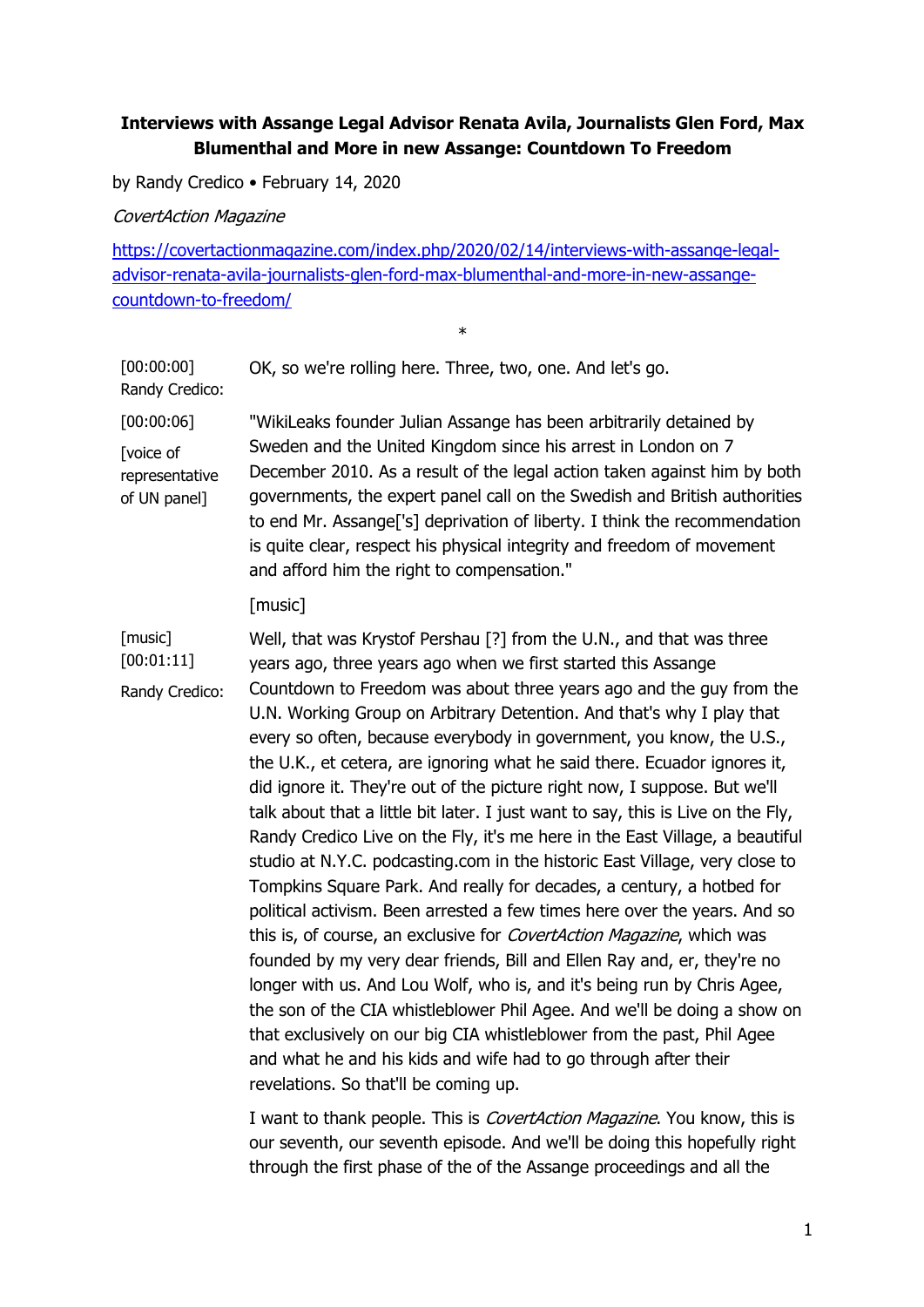**Interviews with Assange Legal Advisor Renata Avila, Journalists Glen Ford, Max Blumenthal and More in new Assange: Countdown To Freedom**

by Randy Credico • February 14, 2020

*CovertAction Magazine*

https://covertactionmagazine.com/index.php/2020/02/14/interviews-with-assange-legal-advisor-renata-avila-journalists-glen-ford-max-blumenthal-and-more-in-new-assange-countdown-to-freedom/

*

| | |
|---|---|
| [00:00:00] Randy Credico: | OK, so we're rolling here. Three, two, one. And let's go. |
| [00:00:06] [voice of representative of UN panel] | "WikiLeaks founder Julian Assange has been arbitrarily detained by Sweden and the United Kingdom since his arrest in London on 7 December 2010. As a result of the legal action taken against him by both governments, the expert panel call on the Swedish and British authorities to end Mr. Assange['s] deprivation of liberty. I think the recommendation is quite clear, respect his physical integrity and freedom of movement and afford him the right to compensation." |
| | [music] |
| [music] [00:01:11] Randy Credico: | Well, that was Krystof Pershau [?] from the U.N., and that was three years ago, three years ago when we first started this Assange Countdown to Freedom was about three years ago and the guy from the U.N. Working Group on Arbitrary Detention. And that's why I play that every so often, because everybody in government, you know, the U.S., the U.K., et cetera, are ignoring what he said there. Ecuador ignores it, did ignore it. They're out of the picture right now, I suppose. But we'll talk about that a little bit later. I just want to say, this is Live on the Fly, Randy Credico Live on the Fly, it's me here in the East Village, a beautiful studio at N.Y.C. podcasting.com in the historic East Village, very close to Tompkins Square Park. And really for decades, a century, a hotbed for political activism. Been arrested a few times here over the years. And so this is, of course, an exclusive for *CovertAction Magazine*, which was founded by my very dear friends, Bill and Ellen Ray and, er, they're no longer with us. And Lou Wolf, who is, and it's being run by Chris Agee, the son of the CIA whistleblower Phil Agee. And we'll be doing a show on that exclusively on our big CIA whistleblower from the past, Phil Agee and what he and his kids and wife had to go through after their revelations. So that'll be coming up.<br><br>I want to thank people. This is *CovertAction Magazine*. You know, this is our seventh, our seventh episode. And we'll be doing this hopefully right through the first phase of the of the Assange proceedings and all the |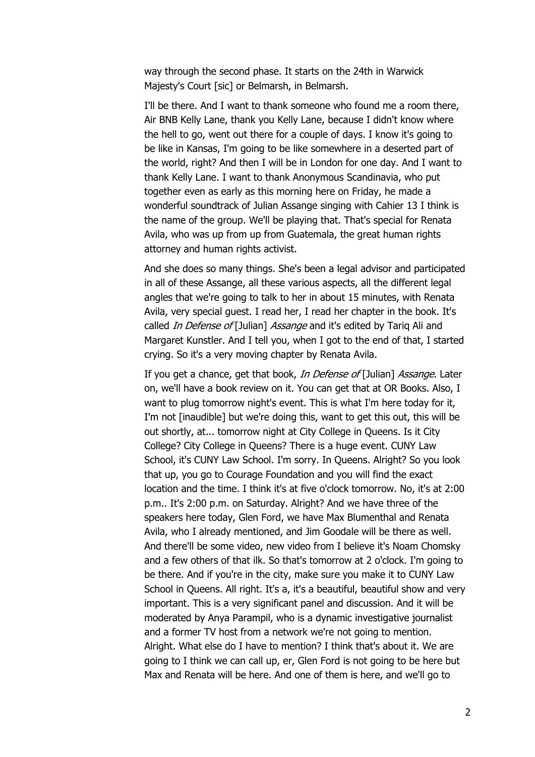way through the second phase. It starts on the 24th in Warwick Majesty's Court [sic] or Belmarsh, in Belmarsh.

I'll be there. And I want to thank someone who found me a room there, Air BNB Kelly Lane, thank you Kelly Lane, because I didn't know where the hell to go, went out there for a couple of days. I know it's going to be like in Kansas, I'm going to be like somewhere in a deserted part of the world, right? And then I will be in London for one day. And I want to thank Kelly Lane. I want to thank Anonymous Scandinavia, who put together even as early as this morning here on Friday, he made a wonderful soundtrack of Julian Assange singing with Cahier 13 I think is the name of the group. We'll be playing that. That's special for Renata Avila, who was up from up from Guatemala, the great human rights attorney and human rights activist.

And she does so many things. She's been a legal advisor and participated in all of these Assange, all these various aspects, all the different legal angles that we're going to talk to her in about 15 minutes, with Renata Avila, very special guest. I read her, I read her chapter in the book. It's called *In Defense of* [Julian] *Assange* and it's edited by Tariq Ali and Margaret Kunstler. And I tell you, when I got to the end of that, I started crying. So it's a very moving chapter by Renata Avila.

If you get a chance, get that book, *In Defense of* [Julian] *Assange*. Later on, we'll have a book review on it. You can get that at OR Books. Also, I want to plug tomorrow night's event. This is what I'm here today for it, I'm not [inaudible] but we're doing this, want to get this out, this will be out shortly, at... tomorrow night at City College in Queens. Is it City College? City College in Queens? There is a huge event. CUNY Law School, it's CUNY Law School. I'm sorry. In Queens. Alright? So you look that up, you go to Courage Foundation and you will find the exact location and the time. I think it's at five o'clock tomorrow. No, it's at 2:00 p.m.. It's 2:00 p.m. on Saturday. Alright? And we have three of the speakers here today, Glen Ford, we have Max Blumenthal and Renata Avila, who I already mentioned, and Jim Goodale will be there as well. And there'll be some video, new video from I believe it's Noam Chomsky and a few others of that ilk. So that's tomorrow at 2 o'clock. I'm going to be there. And if you're in the city, make sure you make it to CUNY Law School in Queens. All right. It's a, it's a beautiful, beautiful show and very important. This is a very significant panel and discussion. And it will be moderated by Anya Parampil, who is a dynamic investigative journalist and a former TV host from a network we're not going to mention. Alright. What else do I have to mention? I think that's about it. We are going to I think we can call up, er, Glen Ford is not going to be here but Max and Renata will be here. And one of them is here, and we'll go to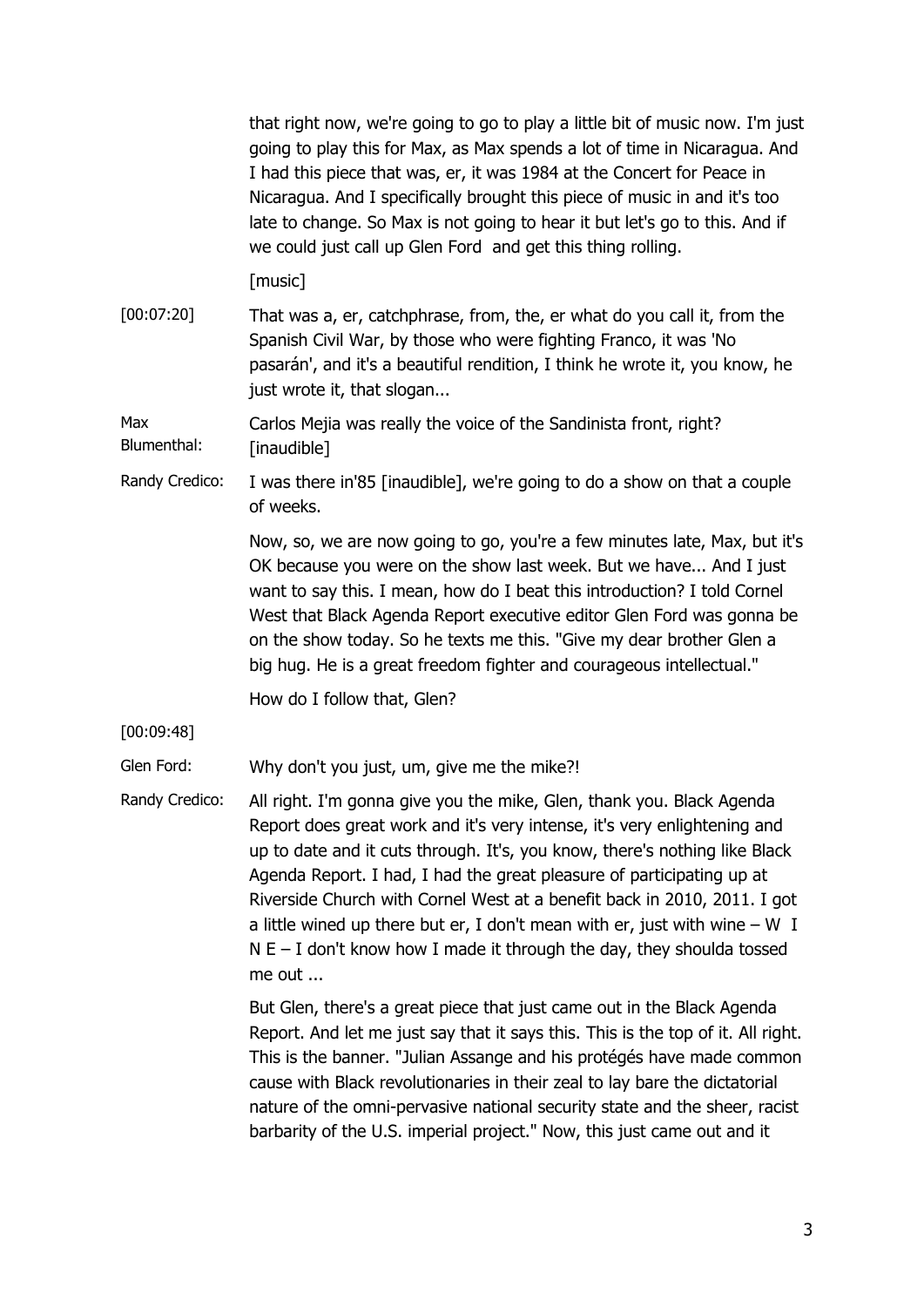that right now, we're going to go to play a little bit of music now. I'm just going to play this for Max, as Max spends a lot of time in Nicaragua. And I had this piece that was, er, it was 1984 at the Concert for Peace in Nicaragua. And I specifically brought this piece of music in and it's too late to change. So Max is not going to hear it but let's go to this. And if we could just call up Glen Ford and get this thing rolling.

[music]

[00:07:20] That was a, er, catchphrase, from, the, er what do you call it, from the Spanish Civil War, by those who were fighting Franco, it was 'No pasarán', and it's a beautiful rendition, I think he wrote it, you know, he just wrote it, that slogan...

Max Blumenthal: Carlos Mejia was really the voice of the Sandinista front, right? [inaudible]

Randy Credico: I was there in'85 [inaudible], we're going to do a show on that a couple of weeks.

Now, so, we are now going to go, you're a few minutes late, Max, but it's OK because you were on the show last week. But we have... And I just want to say this. I mean, how do I beat this introduction? I told Cornel West that Black Agenda Report executive editor Glen Ford was gonna be on the show today. So he texts me this. "Give my dear brother Glen a big hug. He is a great freedom fighter and courageous intellectual."

How do I follow that, Glen?

[00:09:48]

Glen Ford: Why don't you just, um, give me the mike?!

Randy Credico: All right. I'm gonna give you the mike, Glen, thank you. Black Agenda Report does great work and it's very intense, it's very enlightening and up to date and it cuts through. It's, you know, there's nothing like Black Agenda Report. I had, I had the great pleasure of participating up at Riverside Church with Cornel West at a benefit back in 2010, 2011. I got a little wined up there but er, I don't mean with er, just with wine – W I N E – I don't know how I made it through the day, they shoulda tossed me out ...

But Glen, there's a great piece that just came out in the Black Agenda Report. And let me just say that it says this. This is the top of it. All right. This is the banner. "Julian Assange and his protégés have made common cause with Black revolutionaries in their zeal to lay bare the dictatorial nature of the omni-pervasive national security state and the sheer, racist barbarity of the U.S. imperial project." Now, this just came out and it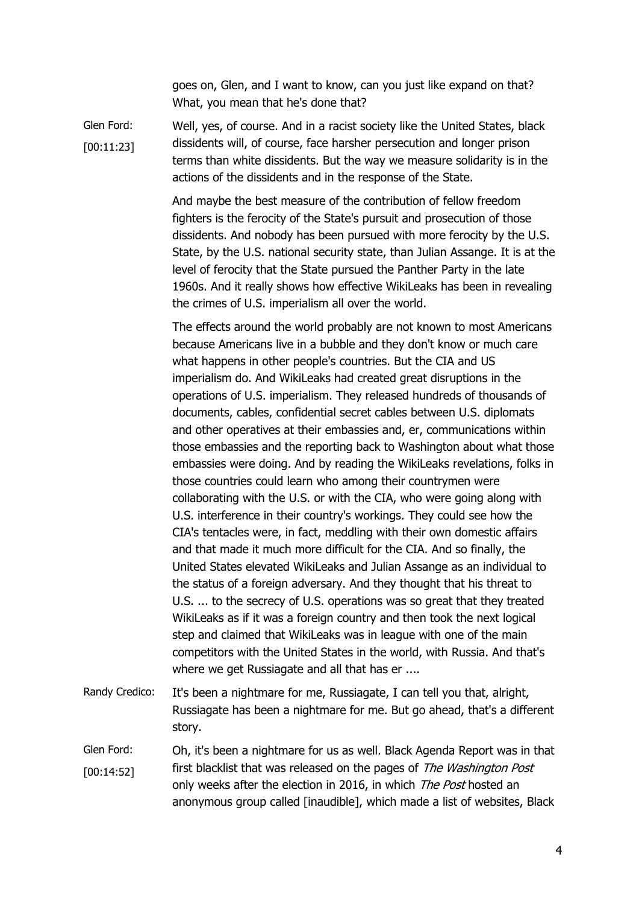goes on, Glen, and I want to know, can you just like expand on that? What, you mean that he's done that?

Glen Ford: [00:11:23] Well, yes, of course. And in a racist society like the United States, black dissidents will, of course, face harsher persecution and longer prison terms than white dissidents. But the way we measure solidarity is in the actions of the dissidents and in the response of the State.

And maybe the best measure of the contribution of fellow freedom fighters is the ferocity of the State's pursuit and prosecution of those dissidents. And nobody has been pursued with more ferocity by the U.S. State, by the U.S. national security state, than Julian Assange. It is at the level of ferocity that the State pursued the Panther Party in the late 1960s. And it really shows how effective WikiLeaks has been in revealing the crimes of U.S. imperialism all over the world.

The effects around the world probably are not known to most Americans because Americans live in a bubble and they don't know or much care what happens in other people's countries. But the CIA and US imperialism do. And WikiLeaks had created great disruptions in the operations of U.S. imperialism. They released hundreds of thousands of documents, cables, confidential secret cables between U.S. diplomats and other operatives at their embassies and, er, communications within those embassies and the reporting back to Washington about what those embassies were doing. And by reading the WikiLeaks revelations, folks in those countries could learn who among their countrymen were collaborating with the U.S. or with the CIA, who were going along with U.S. interference in their country's workings. They could see how the CIA's tentacles were, in fact, meddling with their own domestic affairs and that made it much more difficult for the CIA. And so finally, the United States elevated WikiLeaks and Julian Assange as an individual to the status of a foreign adversary. And they thought that his threat to U.S. ... to the secrecy of U.S. operations was so great that they treated WikiLeaks as if it was a foreign country and then took the next logical step and claimed that WikiLeaks was in league with one of the main competitors with the United States in the world, with Russia. And that's where we get Russiagate and all that has er ....

Randy Credico: It's been a nightmare for me, Russiagate, I can tell you that, alright, Russiagate has been a nightmare for me. But go ahead, that's a different story.

Glen Ford: [00:14:52] Oh, it's been a nightmare for us as well. Black Agenda Report was in that first blacklist that was released on the pages of *The Washington Post* only weeks after the election in 2016, in which *The Post* hosted an anonymous group called [inaudible], which made a list of websites, Black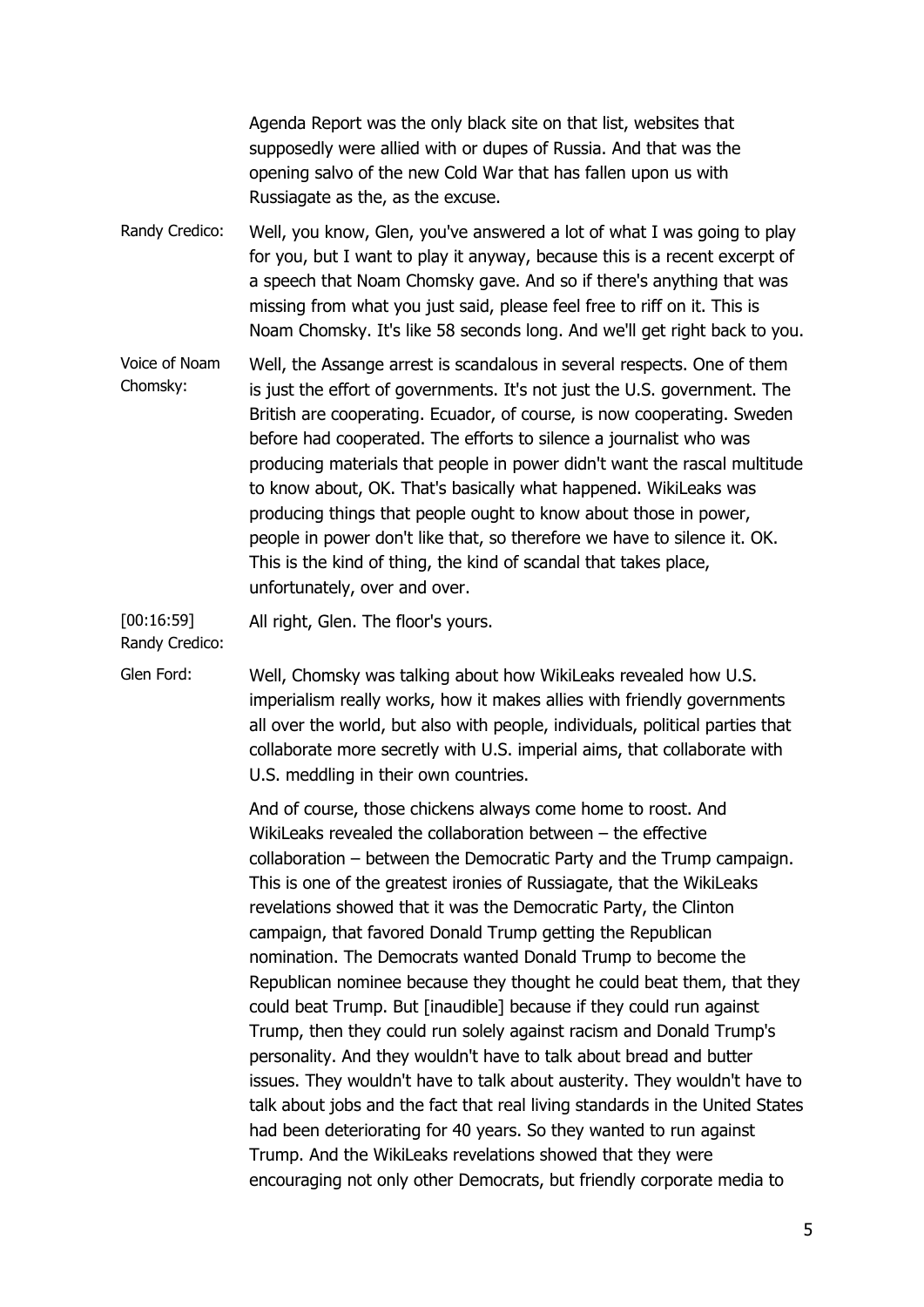Agenda Report was the only black site on that list, websites that supposedly were allied with or dupes of Russia. And that was the opening salvo of the new Cold War that has fallen upon us with Russiagate as the, as the excuse.

**Randy Credico:** Well, you know, Glen, you've answered a lot of what I was going to play for you, but I want to play it anyway, because this is a recent excerpt of a speech that Noam Chomsky gave. And so if there's anything that was missing from what you just said, please feel free to riff on it. This is Noam Chomsky. It's like 58 seconds long. And we'll get right back to you.

**Voice of Noam Chomsky:** Well, the Assange arrest is scandalous in several respects. One of them is just the effort of governments. It's not just the U.S. government. The British are cooperating. Ecuador, of course, is now cooperating. Sweden before had cooperated. The efforts to silence a journalist who was producing materials that people in power didn't want the rascal multitude to know about, OK. That's basically what happened. WikiLeaks was producing things that people ought to know about those in power, people in power don't like that, so therefore we have to silence it. OK. This is the kind of thing, the kind of scandal that takes place, unfortunately, over and over.

**[00:16:59] Randy Credico:** All right, Glen. The floor's yours.

**Glen Ford:** Well, Chomsky was talking about how WikiLeaks revealed how U.S. imperialism really works, how it makes allies with friendly governments all over the world, but also with people, individuals, political parties that collaborate more secretly with U.S. imperial aims, that collaborate with U.S. meddling in their own countries.

And of course, those chickens always come home to roost. And WikiLeaks revealed the collaboration between – the effective collaboration – between the Democratic Party and the Trump campaign. This is one of the greatest ironies of Russiagate, that the WikiLeaks revelations showed that it was the Democratic Party, the Clinton campaign, that favored Donald Trump getting the Republican nomination. The Democrats wanted Donald Trump to become the Republican nominee because they thought he could beat them, that they could beat Trump. But [inaudible] because if they could run against Trump, then they could run solely against racism and Donald Trump's personality. And they wouldn't have to talk about bread and butter issues. They wouldn't have to talk about austerity. They wouldn't have to talk about jobs and the fact that real living standards in the United States had been deteriorating for 40 years. So they wanted to run against Trump. And the WikiLeaks revelations showed that they were encouraging not only other Democrats, but friendly corporate media to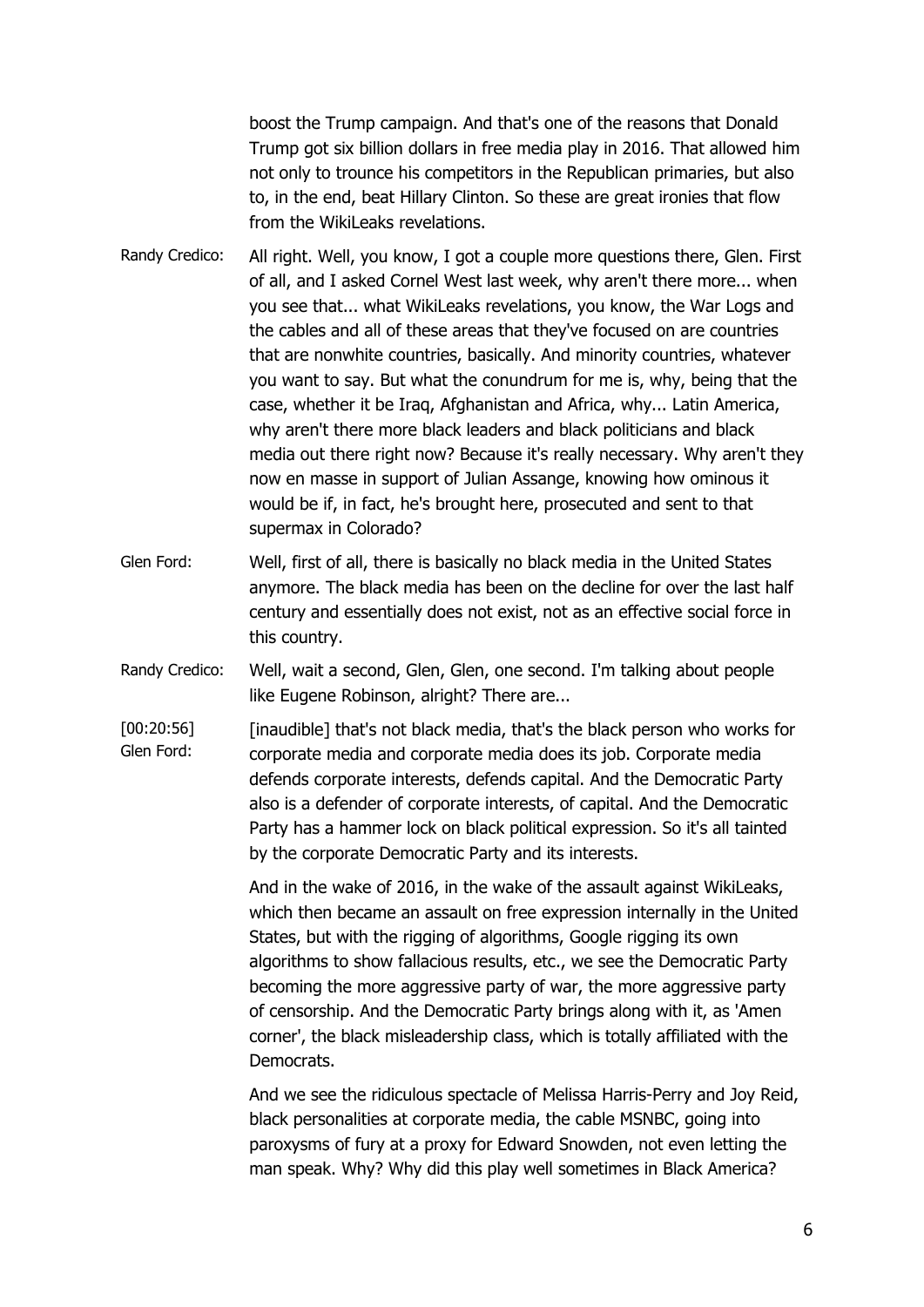boost the Trump campaign. And that's one of the reasons that Donald Trump got six billion dollars in free media play in 2016. That allowed him not only to trounce his competitors in the Republican primaries, but also to, in the end, beat Hillary Clinton. So these are great ironies that flow from the WikiLeaks revelations.

Randy Credico: All right. Well, you know, I got a couple more questions there, Glen. First of all, and I asked Cornel West last week, why aren't there more... when you see that... what WikiLeaks revelations, you know, the War Logs and the cables and all of these areas that they've focused on are countries that are nonwhite countries, basically. And minority countries, whatever you want to say. But what the conundrum for me is, why, being that the case, whether it be Iraq, Afghanistan and Africa, why... Latin America, why aren't there more black leaders and black politicians and black media out there right now? Because it's really necessary. Why aren't they now en masse in support of Julian Assange, knowing how ominous it would be if, in fact, he's brought here, prosecuted and sent to that supermax in Colorado?

Glen Ford: Well, first of all, there is basically no black media in the United States anymore. The black media has been on the decline for over the last half century and essentially does not exist, not as an effective social force in this country.

Randy Credico: Well, wait a second, Glen, Glen, one second. I'm talking about people like Eugene Robinson, alright? There are...

[00:20:56]
Glen Ford: [inaudible] that's not black media, that's the black person who works for corporate media and corporate media does its job. Corporate media defends corporate interests, defends capital. And the Democratic Party also is a defender of corporate interests, of capital. And the Democratic Party has a hammer lock on black political expression. So it's all tainted by the corporate Democratic Party and its interests.

And in the wake of 2016, in the wake of the assault against WikiLeaks, which then became an assault on free expression internally in the United States, but with the rigging of algorithms, Google rigging its own algorithms to show fallacious results, etc., we see the Democratic Party becoming the more aggressive party of war, the more aggressive party of censorship. And the Democratic Party brings along with it, as 'Amen corner', the black misleadership class, which is totally affiliated with the Democrats.

And we see the ridiculous spectacle of Melissa Harris-Perry and Joy Reid, black personalities at corporate media, the cable MSNBC, going into paroxysms of fury at a proxy for Edward Snowden, not even letting the man speak. Why? Why did this play well sometimes in Black America?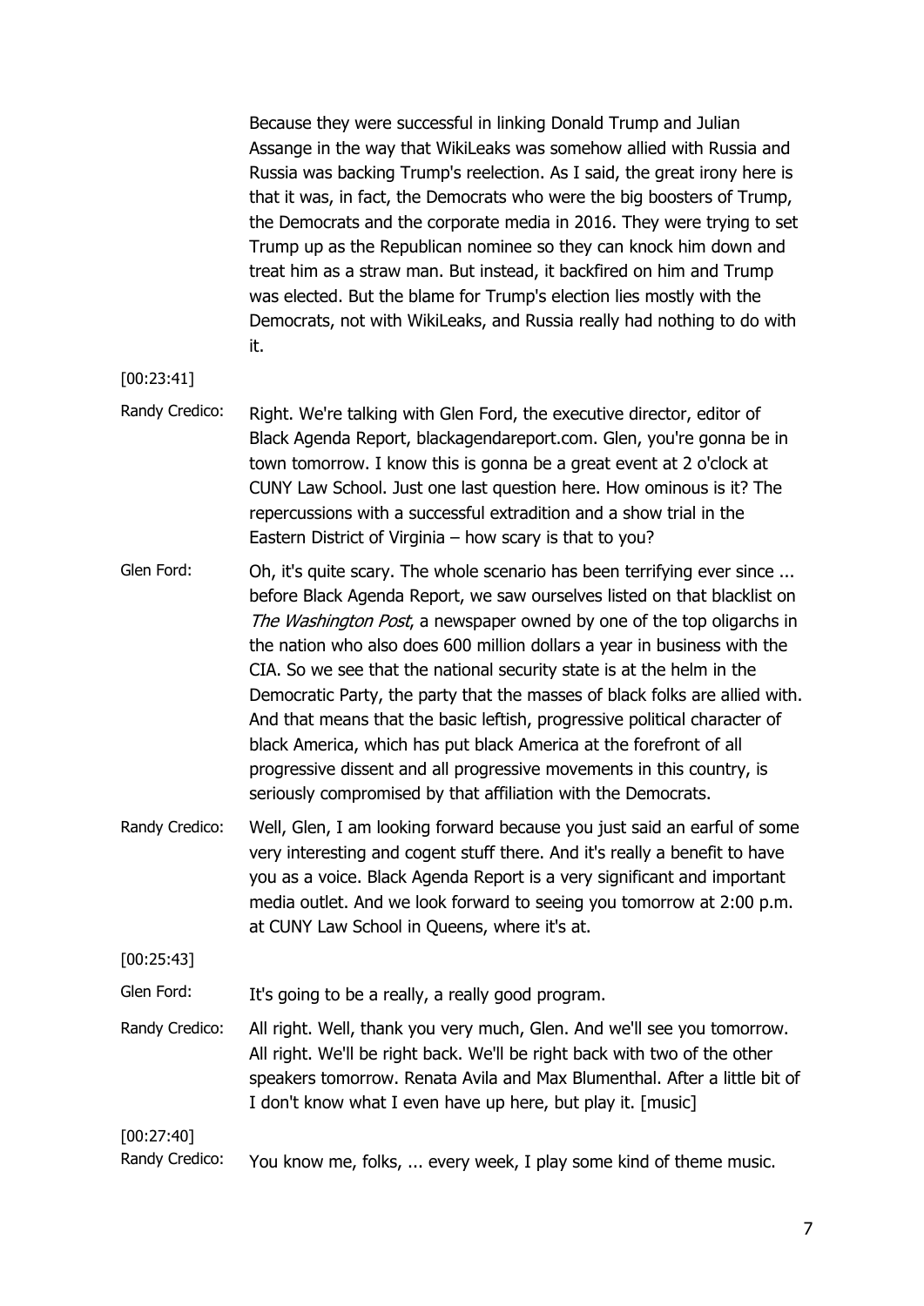Because they were successful in linking Donald Trump and Julian Assange in the way that WikiLeaks was somehow allied with Russia and Russia was backing Trump's reelection. As I said, the great irony here is that it was, in fact, the Democrats who were the big boosters of Trump, the Democrats and the corporate media in 2016. They were trying to set Trump up as the Republican nominee so they can knock him down and treat him as a straw man. But instead, it backfired on him and Trump was elected. But the blame for Trump's election lies mostly with the Democrats, not with WikiLeaks, and Russia really had nothing to do with it.

[00:23:41]

Randy Credico: Right. We're talking with Glen Ford, the executive director, editor of Black Agenda Report, blackagendareport.com. Glen, you're gonna be in town tomorrow. I know this is gonna be a great event at 2 o'clock at CUNY Law School. Just one last question here. How ominous is it? The repercussions with a successful extradition and a show trial in the Eastern District of Virginia – how scary is that to you?

Glen Ford: Oh, it's quite scary. The whole scenario has been terrifying ever since ... before Black Agenda Report, we saw ourselves listed on that blacklist on *The Washington Post*, a newspaper owned by one of the top oligarchs in the nation who also does 600 million dollars a year in business with the CIA. So we see that the national security state is at the helm in the Democratic Party, the party that the masses of black folks are allied with. And that means that the basic leftish, progressive political character of black America, which has put black America at the forefront of all progressive dissent and all progressive movements in this country, is seriously compromised by that affiliation with the Democrats.

Randy Credico: Well, Glen, I am looking forward because you just said an earful of some very interesting and cogent stuff there. And it's really a benefit to have you as a voice. Black Agenda Report is a very significant and important media outlet. And we look forward to seeing you tomorrow at 2:00 p.m. at CUNY Law School in Queens, where it's at.

[00:25:43]

Glen Ford: It's going to be a really, a really good program.

Randy Credico: All right. Well, thank you very much, Glen. And we'll see you tomorrow. All right. We'll be right back. We'll be right back with two of the other speakers tomorrow. Renata Avila and Max Blumenthal. After a little bit of I don't know what I even have up here, but play it. [music]

[00:27:40]

Randy Credico: You know me, folks, ... every week, I play some kind of theme music.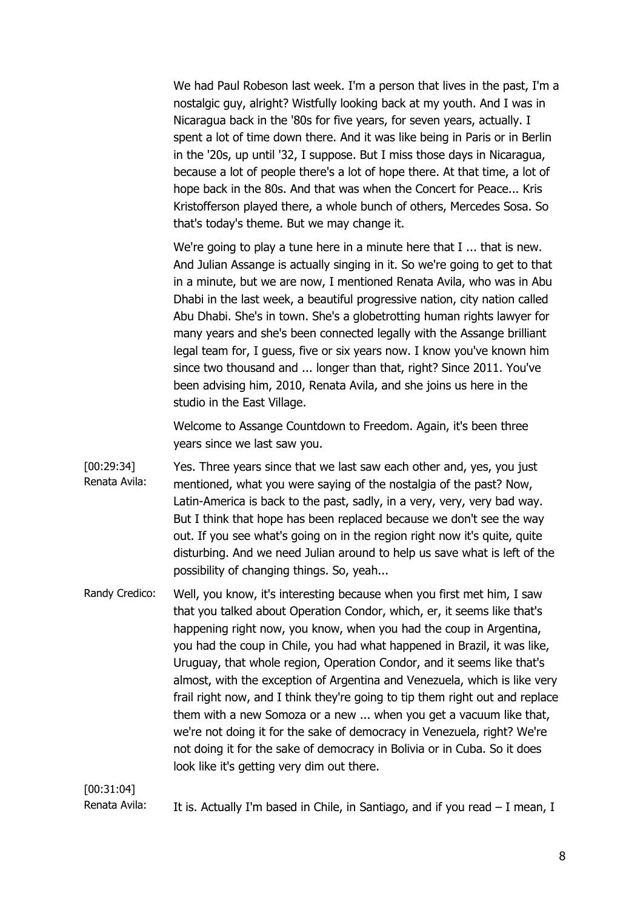We had Paul Robeson last week. I'm a person that lives in the past, I'm a nostalgic guy, alright? Wistfully looking back at my youth. And I was in Nicaragua back in the '80s for five years, for seven years, actually. I spent a lot of time down there. And it was like being in Paris or in Berlin in the '20s, up until '32, I suppose. But I miss those days in Nicaragua, because a lot of people there's a lot of hope there. At that time, a lot of hope back in the 80s. And that was when the Concert for Peace... Kris Kristofferson played there, a whole bunch of others, Mercedes Sosa. So that's today's theme. But we may change it.

We're going to play a tune here in a minute here that I ... that is new. And Julian Assange is actually singing in it. So we're going to get to that in a minute, but we are now, I mentioned Renata Avila, who was in Abu Dhabi in the last week, a beautiful progressive nation, city nation called Abu Dhabi. She's in town. She's a globetrotting human rights lawyer for many years and she's been connected legally with the Assange brilliant legal team for, I guess, five or six years now. I know you've known him since two thousand and ... longer than that, right? Since 2011. You've been advising him, 2010, Renata Avila, and she joins us here in the studio in the East Village.

Welcome to Assange Countdown to Freedom. Again, it's been three years since we last saw you.

[00:29:34] Renata Avila: Yes. Three years since that we last saw each other and, yes, you just mentioned, what you were saying of the nostalgia of the past? Now, Latin-America is back to the past, sadly, in a very, very, very bad way. But I think that hope has been replaced because we don't see the way out. If you see what's going on in the region right now it's quite, quite disturbing. And we need Julian around to help us save what is left of the possibility of changing things. So, yeah...

Randy Credico: Well, you know, it's interesting because when you first met him, I saw that you talked about Operation Condor, which, er, it seems like that's happening right now, you know, when you had the coup in Argentina, you had the coup in Chile, you had what happened in Brazil, it was like, Uruguay, that whole region, Operation Condor, and it seems like that's almost, with the exception of Argentina and Venezuela, which is like very frail right now, and I think they're going to tip them right out and replace them with a new Somoza or a new ... when you get a vacuum like that, we're not doing it for the sake of democracy in Venezuela, right? We're not doing it for the sake of democracy in Bolivia or in Cuba. So it does look like it's getting very dim out there.

[00:31:04] Renata Avila: It is. Actually I'm based in Chile, in Santiago, and if you read – I mean, I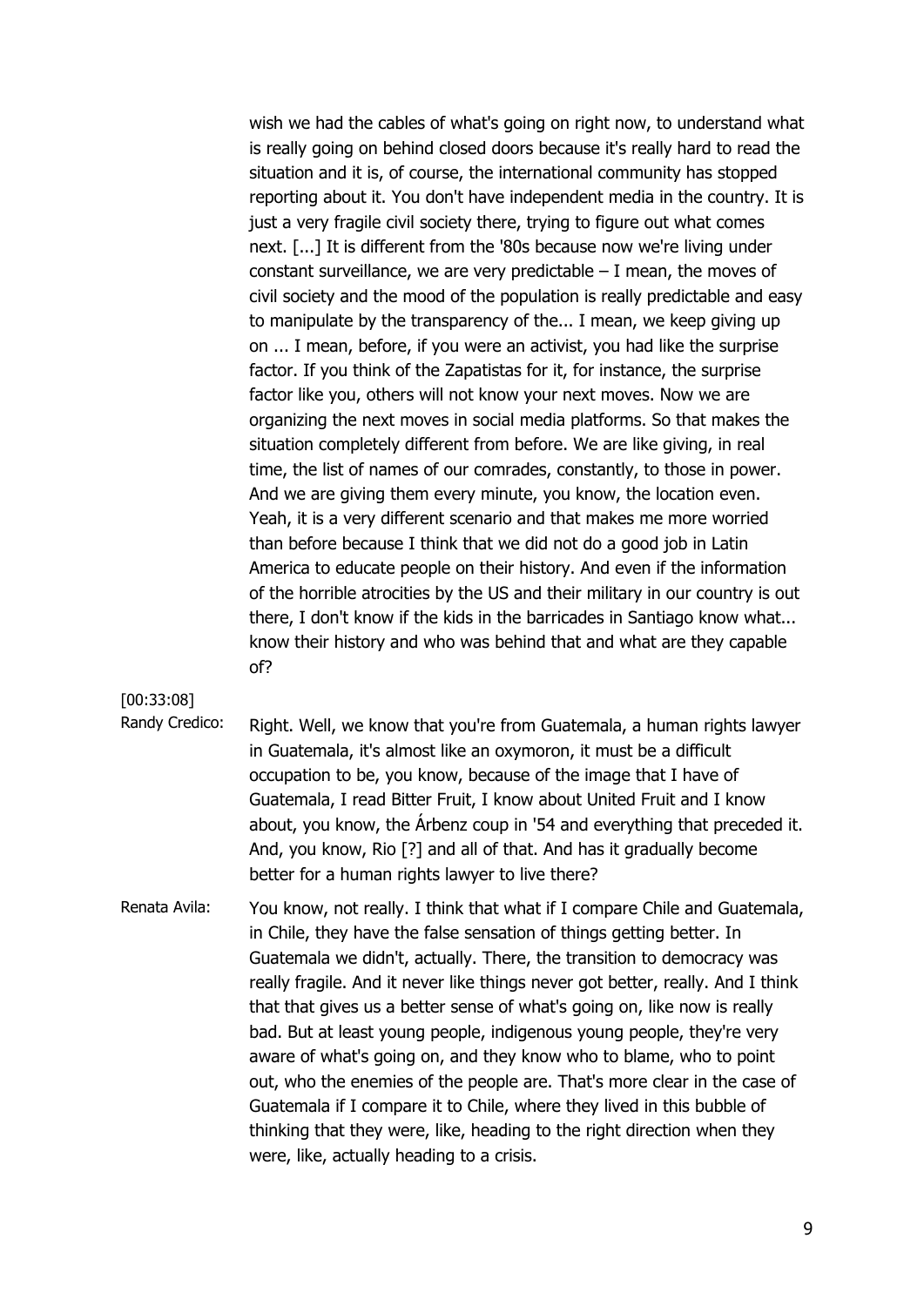wish we had the cables of what's going on right now, to understand what is really going on behind closed doors because it's really hard to read the situation and it is, of course, the international community has stopped reporting about it. You don't have independent media in the country. It is just a very fragile civil society there, trying to figure out what comes next. [...] It is different from the '80s because now we're living under constant surveillance, we are very predictable – I mean, the moves of civil society and the mood of the population is really predictable and easy to manipulate by the transparency of the... I mean, we keep giving up on ... I mean, before, if you were an activist, you had like the surprise factor. If you think of the Zapatistas for it, for instance, the surprise factor like you, others will not know your next moves. Now we are organizing the next moves in social media platforms. So that makes the situation completely different from before. We are like giving, in real time, the list of names of our comrades, constantly, to those in power. And we are giving them every minute, you know, the location even. Yeah, it is a very different scenario and that makes me more worried than before because I think that we did not do a good job in Latin America to educate people on their history. And even if the information of the horrible atrocities by the US and their military in our country is out there, I don't know if the kids in the barricades in Santiago know what... know their history and who was behind that and what are they capable of?

[00:33:08]

Randy Credico: Right. Well, we know that you're from Guatemala, a human rights lawyer in Guatemala, it's almost like an oxymoron, it must be a difficult occupation to be, you know, because of the image that I have of Guatemala, I read Bitter Fruit, I know about United Fruit and I know about, you know, the Árbenz coup in '54 and everything that preceded it. And, you know, Rio [?] and all of that. And has it gradually become better for a human rights lawyer to live there?

Renata Avila: You know, not really. I think that what if I compare Chile and Guatemala, in Chile, they have the false sensation of things getting better. In Guatemala we didn't, actually. There, the transition to democracy was really fragile. And it never like things never got better, really. And I think that that gives us a better sense of what's going on, like now is really bad. But at least young people, indigenous young people, they're very aware of what's going on, and they know who to blame, who to point out, who the enemies of the people are. That's more clear in the case of Guatemala if I compare it to Chile, where they lived in this bubble of thinking that they were, like, heading to the right direction when they were, like, actually heading to a crisis.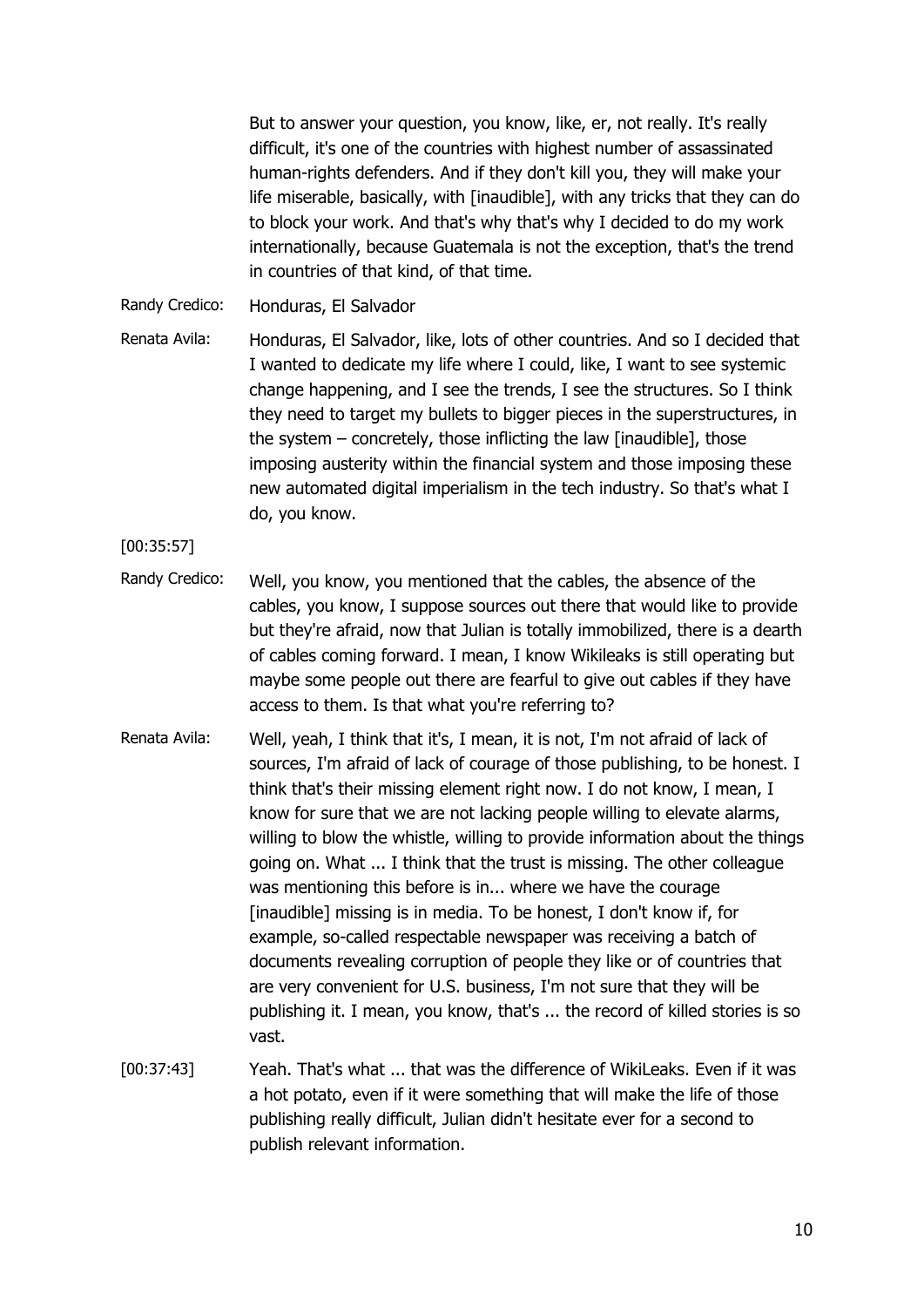But to answer your question, you know, like, er, not really. It's really difficult, it's one of the countries with highest number of assassinated human-rights defenders. And if they don't kill you, they will make your life miserable, basically, with [inaudible], with any tricks that they can do to block your work. And that's why that's why I decided to do my work internationally, because Guatemala is not the exception, that's the trend in countries of that kind, of that time.

Randy Credico: Honduras, El Salvador

Renata Avila: Honduras, El Salvador, like, lots of other countries. And so I decided that I wanted to dedicate my life where I could, like, I want to see systemic change happening, and I see the trends, I see the structures. So I think they need to target my bullets to bigger pieces in the superstructures, in the system – concretely, those inflicting the law [inaudible], those imposing austerity within the financial system and those imposing these new automated digital imperialism in the tech industry. So that's what I do, you know.

[00:35:57]

Randy Credico: Well, you know, you mentioned that the cables, the absence of the cables, you know, I suppose sources out there that would like to provide but they're afraid, now that Julian is totally immobilized, there is a dearth of cables coming forward. I mean, I know Wikileaks is still operating but maybe some people out there are fearful to give out cables if they have access to them. Is that what you're referring to?

Renata Avila: Well, yeah, I think that it's, I mean, it is not, I'm not afraid of lack of sources, I'm afraid of lack of courage of those publishing, to be honest. I think that's their missing element right now. I do not know, I mean, I know for sure that we are not lacking people willing to elevate alarms, willing to blow the whistle, willing to provide information about the things going on. What ... I think that the trust is missing. The other colleague was mentioning this before is in... where we have the courage [inaudible] missing is in media. To be honest, I don't know if, for example, so-called respectable newspaper was receiving a batch of documents revealing corruption of people they like or of countries that are very convenient for U.S. business, I'm not sure that they will be publishing it. I mean, you know, that's ... the record of killed stories is so vast.

[00:37:43] Yeah. That's what ... that was the difference of WikiLeaks. Even if it was a hot potato, even if it were something that will make the life of those publishing really difficult, Julian didn't hesitate ever for a second to publish relevant information.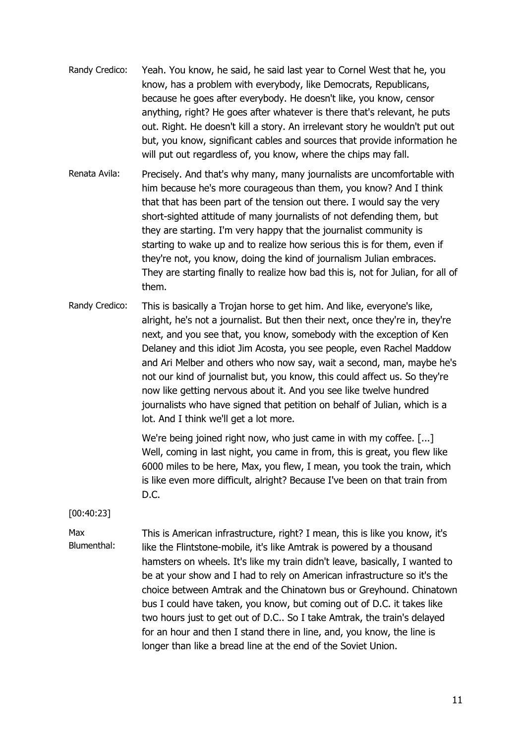**Randy Credico:** Yeah. You know, he said, he said last year to Cornel West that he, you know, has a problem with everybody, like Democrats, Republicans, because he goes after everybody. He doesn't like, you know, censor anything, right? He goes after whatever is there that's relevant, he puts out. Right. He doesn't kill a story. An irrelevant story he wouldn't put out but, you know, significant cables and sources that provide information he will put out regardless of, you know, where the chips may fall.

**Renata Avila:** Precisely. And that's why many, many journalists are uncomfortable with him because he's more courageous than them, you know? And I think that that has been part of the tension out there. I would say the very short-sighted attitude of many journalists of not defending them, but they are starting. I'm very happy that the journalist community is starting to wake up and to realize how serious this is for them, even if they're not, you know, doing the kind of journalism Julian embraces. They are starting finally to realize how bad this is, not for Julian, for all of them.

**Randy Credico:** This is basically a Trojan horse to get him. And like, everyone's like, alright, he's not a journalist. But then their next, once they're in, they're next, and you see that, you know, somebody with the exception of Ken Delaney and this idiot Jim Acosta, you see people, even Rachel Maddow and Ari Melber and others who now say, wait a second, man, maybe he's not our kind of journalist but, you know, this could affect us. So they're now like getting nervous about it. And you see like twelve hundred journalists who have signed that petition on behalf of Julian, which is a lot. And I think we'll get a lot more.

We're being joined right now, who just came in with my coffee. [...] Well, coming in last night, you came in from, this is great, you flew like 6000 miles to be here, Max, you flew, I mean, you took the train, which is like even more difficult, alright? Because I've been on that train from D.C.

[00:40:23]

**Max Blumenthal:** This is American infrastructure, right? I mean, this is like you know, it's like the Flintstone-mobile, it's like Amtrak is powered by a thousand hamsters on wheels. It's like my train didn't leave, basically, I wanted to be at your show and I had to rely on American infrastructure so it's the choice between Amtrak and the Chinatown bus or Greyhound. Chinatown bus I could have taken, you know, but coming out of D.C. it takes like two hours just to get out of D.C.. So I take Amtrak, the train's delayed for an hour and then I stand there in line, and, you know, the line is longer than like a bread line at the end of the Soviet Union.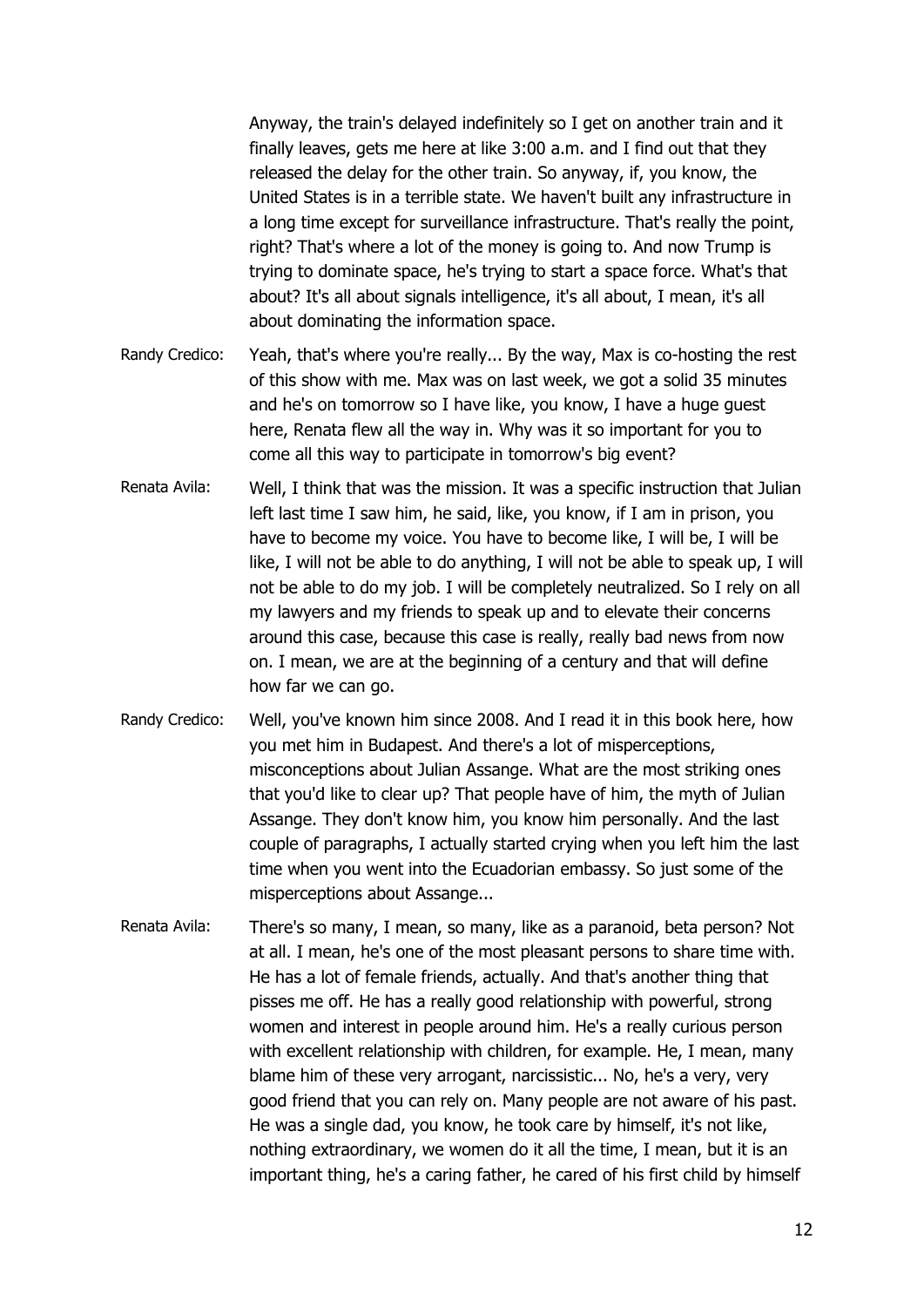Anyway, the train's delayed indefinitely so I get on another train and it finally leaves, gets me here at like 3:00 a.m. and I find out that they released the delay for the other train. So anyway, if, you know, the United States is in a terrible state. We haven't built any infrastructure in a long time except for surveillance infrastructure. That's really the point, right? That's where a lot of the money is going to. And now Trump is trying to dominate space, he's trying to start a space force. What's that about? It's all about signals intelligence, it's all about, I mean, it's all about dominating the information space.

Randy Credico: Yeah, that's where you're really... By the way, Max is co-hosting the rest of this show with me. Max was on last week, we got a solid 35 minutes and he's on tomorrow so I have like, you know, I have a huge guest here, Renata flew all the way in. Why was it so important for you to come all this way to participate in tomorrow's big event?

Renata Avila: Well, I think that was the mission. It was a specific instruction that Julian left last time I saw him, he said, like, you know, if I am in prison, you have to become my voice. You have to become like, I will be, I will be like, I will not be able to do anything, I will not be able to speak up, I will not be able to do my job. I will be completely neutralized. So I rely on all my lawyers and my friends to speak up and to elevate their concerns around this case, because this case is really, really bad news from now on. I mean, we are at the beginning of a century and that will define how far we can go.

Randy Credico: Well, you've known him since 2008. And I read it in this book here, how you met him in Budapest. And there's a lot of misperceptions, misconceptions about Julian Assange. What are the most striking ones that you'd like to clear up? That people have of him, the myth of Julian Assange. They don't know him, you know him personally. And the last couple of paragraphs, I actually started crying when you left him the last time when you went into the Ecuadorian embassy. So just some of the misperceptions about Assange...

Renata Avila: There's so many, I mean, so many, like as a paranoid, beta person? Not at all. I mean, he's one of the most pleasant persons to share time with. He has a lot of female friends, actually. And that's another thing that pisses me off. He has a really good relationship with powerful, strong women and interest in people around him. He's a really curious person with excellent relationship with children, for example. He, I mean, many blame him of these very arrogant, narcissistic... No, he's a very, very good friend that you can rely on. Many people are not aware of his past. He was a single dad, you know, he took care by himself, it's not like, nothing extraordinary, we women do it all the time, I mean, but it is an important thing, he's a caring father, he cared of his first child by himself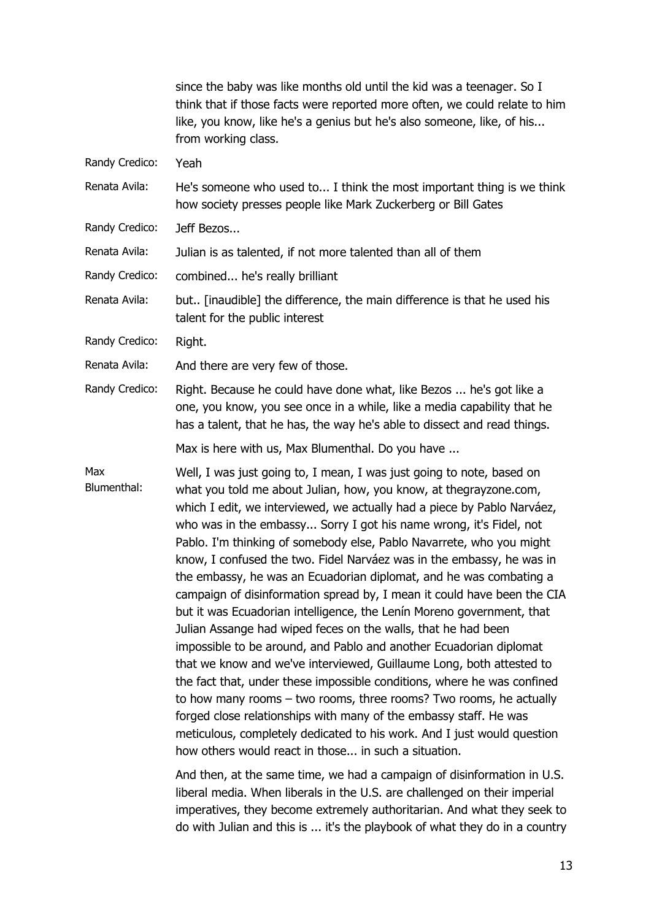since the baby was like months old until the kid was a teenager. So I think that if those facts were reported more often, we could relate to him like, you know, like he's a genius but he's also someone, like, of his... from working class.

**Randy Credico:** Yeah

**Renata Avila:** He's someone who used to... I think the most important thing is we think how society presses people like Mark Zuckerberg or Bill Gates

**Randy Credico:** Jeff Bezos...

**Renata Avila:** Julian is as talented, if not more talented than all of them

**Randy Credico:** combined... he's really brilliant

**Renata Avila:** but.. [inaudible] the difference, the main difference is that he used his talent for the public interest

**Randy Credico:** Right.

**Renata Avila:** And there are very few of those.

**Randy Credico:** Right. Because he could have done what, like Bezos ... he's got like a one, you know, you see once in a while, like a media capability that he has a talent, that he has, the way he's able to dissect and read things.

Max is here with us, Max Blumenthal. Do you have ...

**Max Blumenthal:** Well, I was just going to, I mean, I was just going to note, based on what you told me about Julian, how, you know, at thegrayzone.com, which I edit, we interviewed, we actually had a piece by Pablo Narváez, who was in the embassy... Sorry I got his name wrong, it's Fidel, not Pablo. I'm thinking of somebody else, Pablo Navarrete, who you might know, I confused the two. Fidel Narváez was in the embassy, he was in the embassy, he was an Ecuadorian diplomat, and he was combating a campaign of disinformation spread by, I mean it could have been the CIA but it was Ecuadorian intelligence, the Lenín Moreno government, that Julian Assange had wiped feces on the walls, that he had been impossible to be around, and Pablo and another Ecuadorian diplomat that we know and we've interviewed, Guillaume Long, both attested to the fact that, under these impossible conditions, where he was confined to how many rooms – two rooms, three rooms? Two rooms, he actually forged close relationships with many of the embassy staff. He was meticulous, completely dedicated to his work. And I just would question how others would react in those... in such a situation.

And then, at the same time, we had a campaign of disinformation in U.S. liberal media. When liberals in the U.S. are challenged on their imperial imperatives, they become extremely authoritarian. And what they seek to do with Julian and this is ... it's the playbook of what they do in a country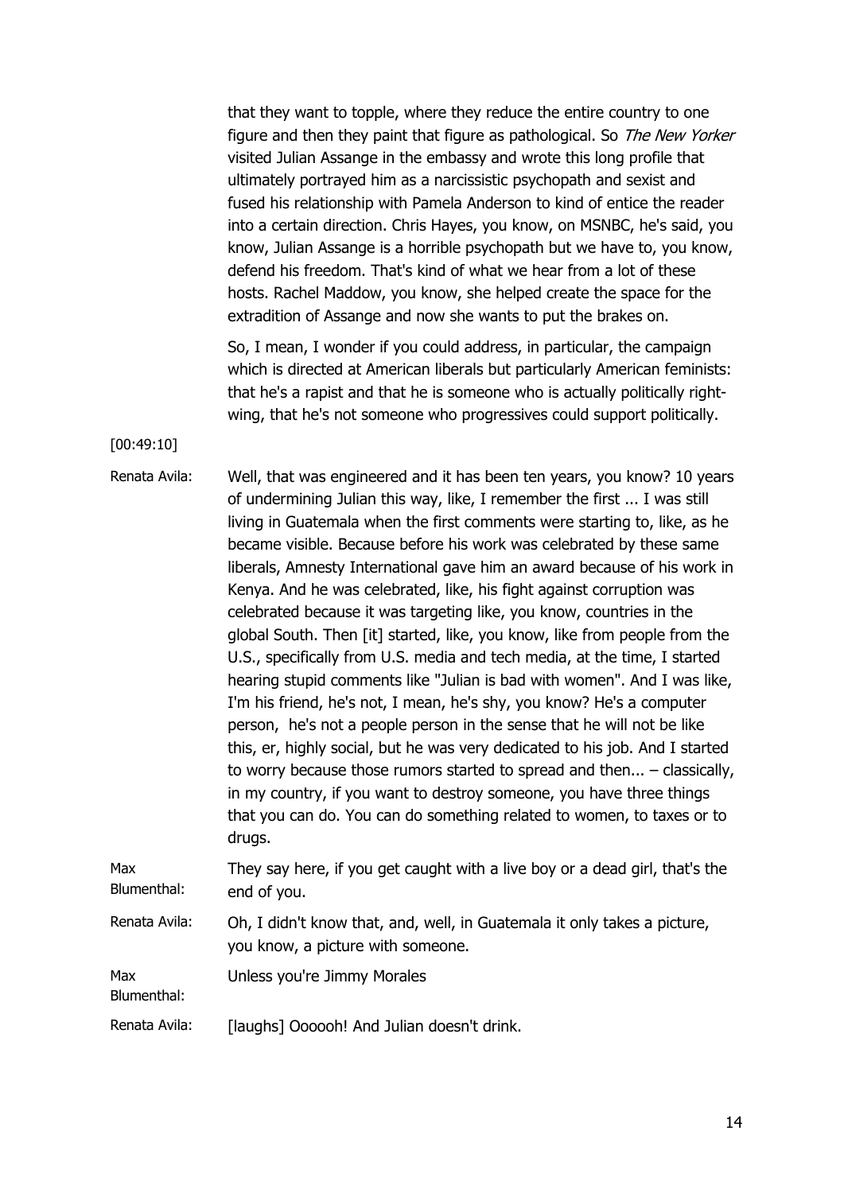that they want to topple, where they reduce the entire country to one figure and then they paint that figure as pathological. So *The New Yorker* visited Julian Assange in the embassy and wrote this long profile that ultimately portrayed him as a narcissistic psychopath and sexist and fused his relationship with Pamela Anderson to kind of entice the reader into a certain direction. Chris Hayes, you know, on MSNBC, he's said, you know, Julian Assange is a horrible psychopath but we have to, you know, defend his freedom. That's kind of what we hear from a lot of these hosts. Rachel Maddow, you know, she helped create the space for the extradition of Assange and now she wants to put the brakes on.

So, I mean, I wonder if you could address, in particular, the campaign which is directed at American liberals but particularly American feminists: that he's a rapist and that he is someone who is actually politically right-wing, that he's not someone who progressives could support politically.

[00:49:10]

**Renata Avila:** Well, that was engineered and it has been ten years, you know? 10 years of undermining Julian this way, like, I remember the first ... I was still living in Guatemala when the first comments were starting to, like, as he became visible. Because before his work was celebrated by these same liberals, Amnesty International gave him an award because of his work in Kenya. And he was celebrated, like, his fight against corruption was celebrated because it was targeting like, you know, countries in the global South. Then [it] started, like, you know, like from people from the U.S., specifically from U.S. media and tech media, at the time, I started hearing stupid comments like "Julian is bad with women". And I was like, I'm his friend, he's not, I mean, he's shy, you know? He's a computer person, he's not a people person in the sense that he will not be like this, er, highly social, but he was very dedicated to his job. And I started to worry because those rumors started to spread and then... – classically, in my country, if you want to destroy someone, you have three things that you can do. You can do something related to women, to taxes or to drugs.

**Max Blumenthal:** They say here, if you get caught with a live boy or a dead girl, that's the end of you.

**Renata Avila:** Oh, I didn't know that, and, well, in Guatemala it only takes a picture, you know, a picture with someone.

**Max Blumenthal:** Unless you're Jimmy Morales

**Renata Avila:** [laughs] Oooooh! And Julian doesn't drink.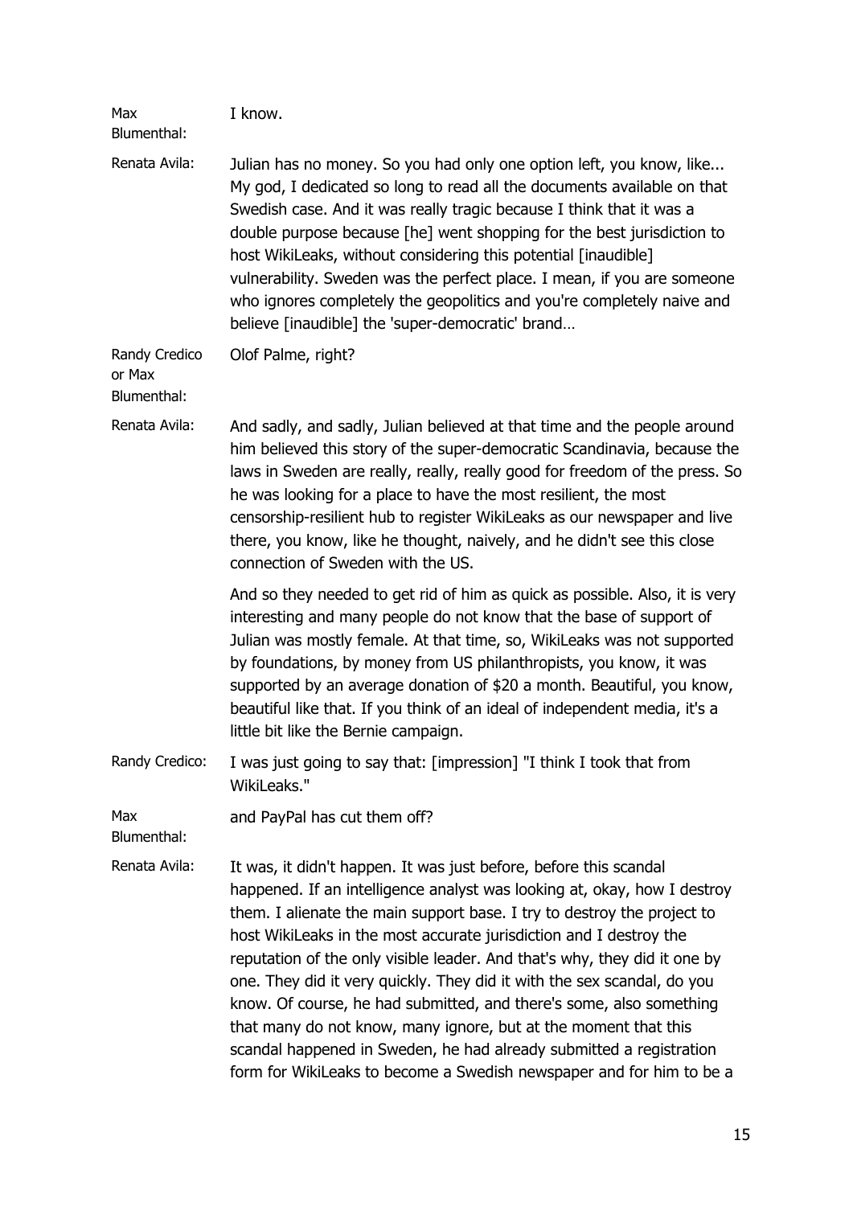**Max Blumenthal:** I know.

**Renata Avila:** Julian has no money. So you had only one option left, you know, like... My god, I dedicated so long to read all the documents available on that Swedish case. And it was really tragic because I think that it was a double purpose because [he] went shopping for the best jurisdiction to host WikiLeaks, without considering this potential [inaudible] vulnerability. Sweden was the perfect place. I mean, if you are someone who ignores completely the geopolitics and you're completely naive and believe [inaudible] the 'super-democratic' brand…

**Randy Credico or Max Blumenthal:** Olof Palme, right?

**Renata Avila:** And sadly, and sadly, Julian believed at that time and the people around him believed this story of the super-democratic Scandinavia, because the laws in Sweden are really, really, really good for freedom of the press. So he was looking for a place to have the most resilient, the most censorship-resilient hub to register WikiLeaks as our newspaper and live there, you know, like he thought, naively, and he didn't see this close connection of Sweden with the US.

And so they needed to get rid of him as quick as possible. Also, it is very interesting and many people do not know that the base of support of Julian was mostly female. At that time, so, WikiLeaks was not supported by foundations, by money from US philanthropists, you know, it was supported by an average donation of $20 a month. Beautiful, you know, beautiful like that. If you think of an ideal of independent media, it's a little bit like the Bernie campaign.

**Randy Credico:** I was just going to say that: [impression] "I think I took that from WikiLeaks."

**Max Blumenthal:** and PayPal has cut them off?

**Renata Avila:** It was, it didn't happen. It was just before, before this scandal happened. If an intelligence analyst was looking at, okay, how I destroy them. I alienate the main support base. I try to destroy the project to host WikiLeaks in the most accurate jurisdiction and I destroy the reputation of the only visible leader. And that's why, they did it one by one. They did it very quickly. They did it with the sex scandal, do you know. Of course, he had submitted, and there's some, also something that many do not know, many ignore, but at the moment that this scandal happened in Sweden, he had already submitted a registration form for WikiLeaks to become a Swedish newspaper and for him to be a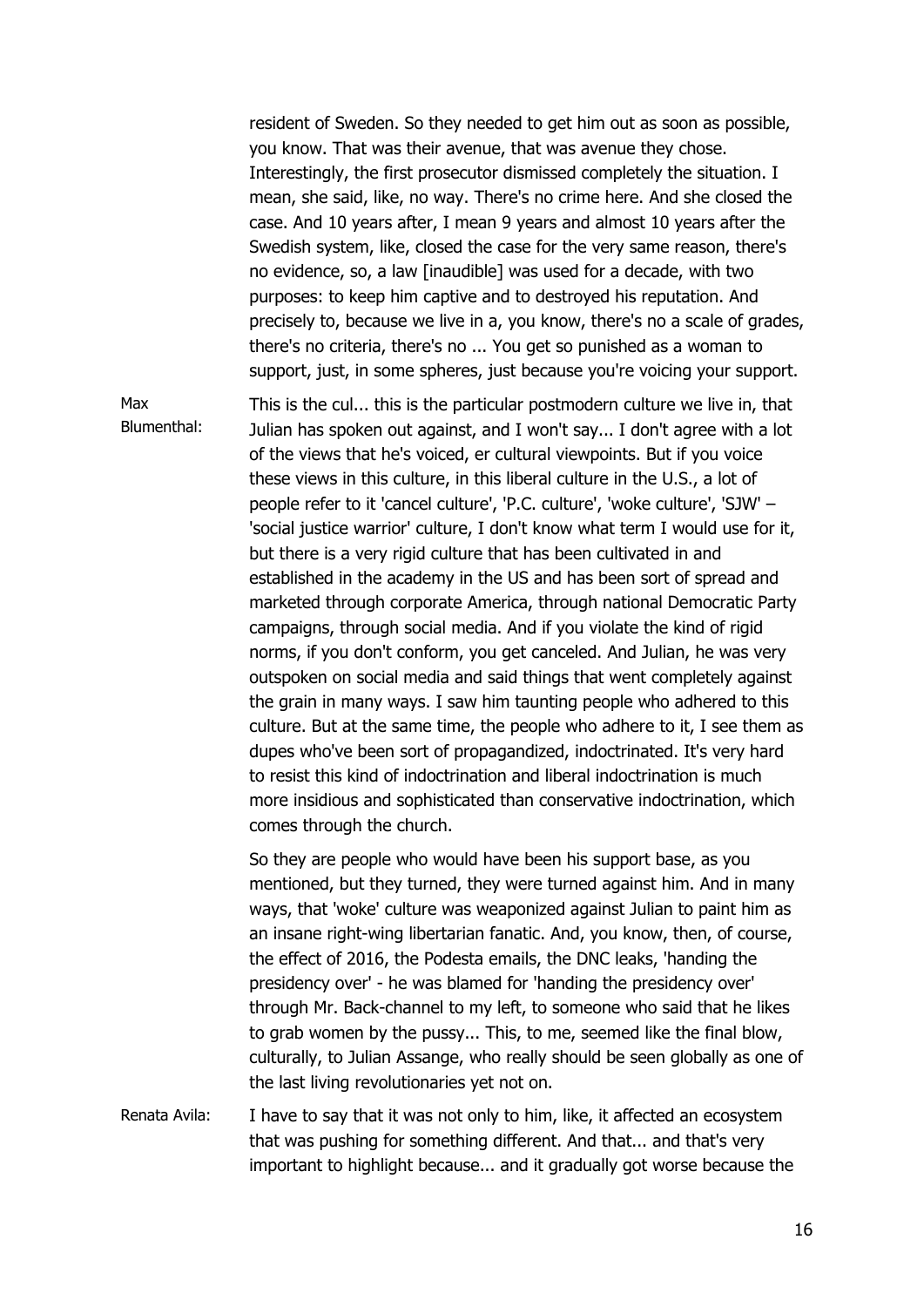resident of Sweden. So they needed to get him out as soon as possible, you know. That was their avenue, that was avenue they chose. Interestingly, the first prosecutor dismissed completely the situation. I mean, she said, like, no way. There's no crime here. And she closed the case. And 10 years after, I mean 9 years and almost 10 years after the Swedish system, like, closed the case for the very same reason, there's no evidence, so, a law [inaudible] was used for a decade, with two purposes: to keep him captive and to destroyed his reputation. And precisely to, because we live in a, you know, there's no a scale of grades, there's no criteria, there's no ... You get so punished as a woman to support, just, in some spheres, just because you're voicing your support.

**Max Blumenthal:** This is the cul... this is the particular postmodern culture we live in, that Julian has spoken out against, and I won't say... I don't agree with a lot of the views that he's voiced, er cultural viewpoints. But if you voice these views in this culture, in this liberal culture in the U.S., a lot of people refer to it 'cancel culture', 'P.C. culture', 'woke culture', 'SJW' – 'social justice warrior' culture, I don't know what term I would use for it, but there is a very rigid culture that has been cultivated in and established in the academy in the US and has been sort of spread and marketed through corporate America, through national Democratic Party campaigns, through social media. And if you violate the kind of rigid norms, if you don't conform, you get canceled. And Julian, he was very outspoken on social media and said things that went completely against the grain in many ways. I saw him taunting people who adhered to this culture. But at the same time, the people who adhere to it, I see them as dupes who've been sort of propagandized, indoctrinated. It's very hard to resist this kind of indoctrination and liberal indoctrination is much more insidious and sophisticated than conservative indoctrination, which comes through the church.

So they are people who would have been his support base, as you mentioned, but they turned, they were turned against him. And in many ways, that 'woke' culture was weaponized against Julian to paint him as an insane right-wing libertarian fanatic. And, you know, then, of course, the effect of 2016, the Podesta emails, the DNC leaks, 'handing the presidency over' - he was blamed for 'handing the presidency over' through Mr. Back-channel to my left, to someone who said that he likes to grab women by the pussy... This, to me, seemed like the final blow, culturally, to Julian Assange, who really should be seen globally as one of the last living revolutionaries yet not on.

**Renata Avila:** I have to say that it was not only to him, like, it affected an ecosystem that was pushing for something different. And that... and that's very important to highlight because... and it gradually got worse because the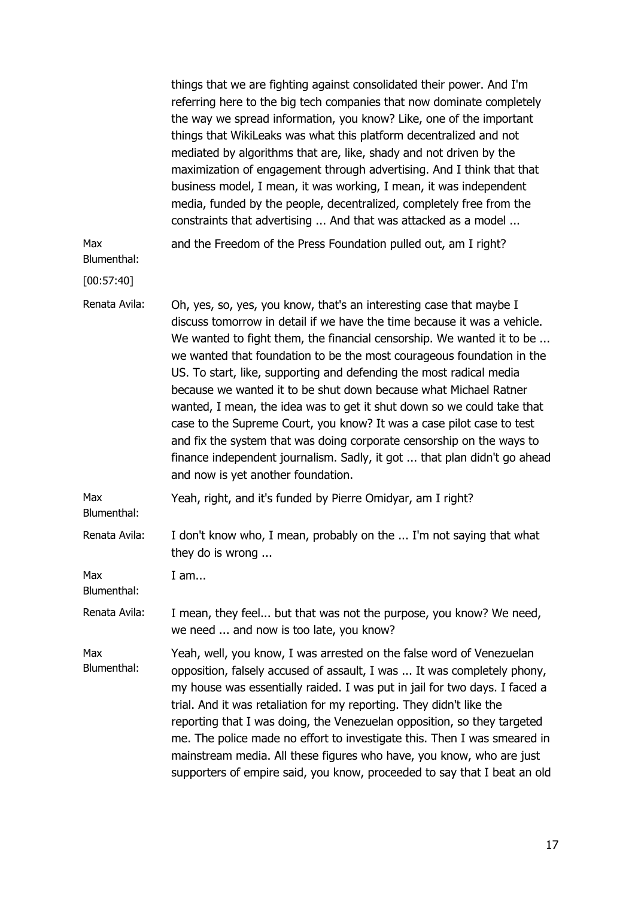things that we are fighting against consolidated their power. And I'm referring here to the big tech companies that now dominate completely the way we spread information, you know? Like, one of the important things that WikiLeaks was what this platform decentralized and not mediated by algorithms that are, like, shady and not driven by the maximization of engagement through advertising. And I think that that business model, I mean, it was working, I mean, it was independent media, funded by the people, decentralized, completely free from the constraints that advertising ... And that was attacked as a model ...

**Max Blumenthal: [00:57:40]** and the Freedom of the Press Foundation pulled out, am I right?

**Renata Avila:** Oh, yes, so, yes, you know, that's an interesting case that maybe I discuss tomorrow in detail if we have the time because it was a vehicle. We wanted to fight them, the financial censorship. We wanted it to be ... we wanted that foundation to be the most courageous foundation in the US. To start, like, supporting and defending the most radical media because we wanted it to be shut down because what Michael Ratner wanted, I mean, the idea was to get it shut down so we could take that case to the Supreme Court, you know? It was a case pilot case to test and fix the system that was doing corporate censorship on the ways to finance independent journalism. Sadly, it got ... that plan didn't go ahead and now is yet another foundation.

**Max Blumenthal:** Yeah, right, and it's funded by Pierre Omidyar, am I right?

**Renata Avila:** I don't know who, I mean, probably on the ... I'm not saying that what they do is wrong ...

**Max Blumenthal:** I am...

**Renata Avila:** I mean, they feel... but that was not the purpose, you know? We need, we need ... and now is too late, you know?

**Max Blumenthal:** Yeah, well, you know, I was arrested on the false word of Venezuelan opposition, falsely accused of assault, I was ... It was completely phony, my house was essentially raided. I was put in jail for two days. I faced a trial. And it was retaliation for my reporting. They didn't like the reporting that I was doing, the Venezuelan opposition, so they targeted me. The police made no effort to investigate this. Then I was smeared in mainstream media. All these figures who have, you know, who are just supporters of empire said, you know, proceeded to say that I beat an old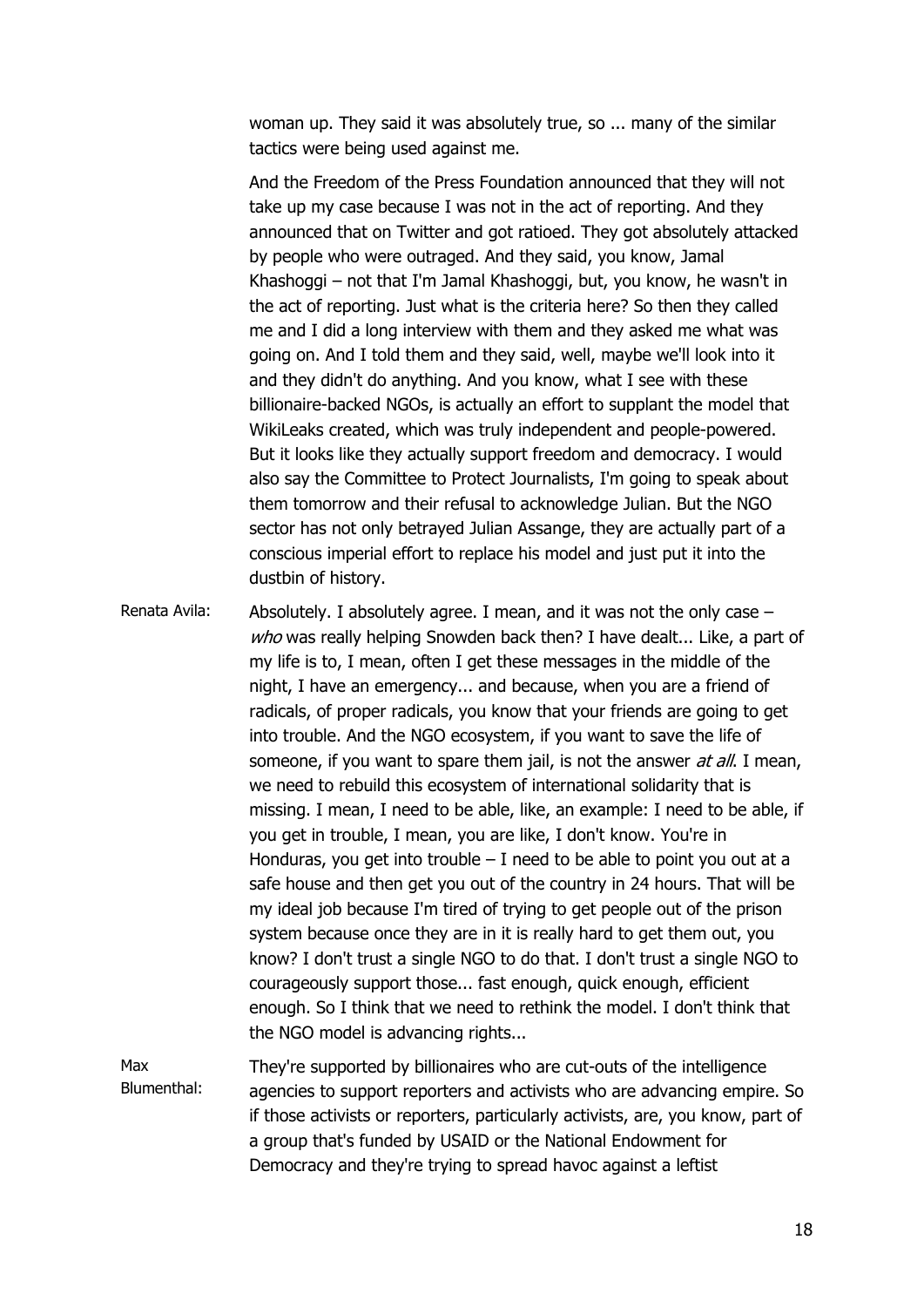woman up. They said it was absolutely true, so ... many of the similar tactics were being used against me.

And the Freedom of the Press Foundation announced that they will not take up my case because I was not in the act of reporting. And they announced that on Twitter and got ratioed. They got absolutely attacked by people who were outraged. And they said, you know, Jamal Khashoggi – not that I'm Jamal Khashoggi, but, you know, he wasn't in the act of reporting. Just what is the criteria here? So then they called me and I did a long interview with them and they asked me what was going on. And I told them and they said, well, maybe we'll look into it and they didn't do anything. And you know, what I see with these billionaire-backed NGOs, is actually an effort to supplant the model that WikiLeaks created, which was truly independent and people-powered. But it looks like they actually support freedom and democracy. I would also say the Committee to Protect Journalists, I'm going to speak about them tomorrow and their refusal to acknowledge Julian. But the NGO sector has not only betrayed Julian Assange, they are actually part of a conscious imperial effort to replace his model and just put it into the dustbin of history.

Renata Avila: Absolutely. I absolutely agree. I mean, and it was not the only case – *who* was really helping Snowden back then? I have dealt... Like, a part of my life is to, I mean, often I get these messages in the middle of the night, I have an emergency... and because, when you are a friend of radicals, of proper radicals, you know that your friends are going to get into trouble. And the NGO ecosystem, if you want to save the life of someone, if you want to spare them jail, is not the answer *at all*. I mean, we need to rebuild this ecosystem of international solidarity that is missing. I mean, I need to be able, like, an example: I need to be able, if you get in trouble, I mean, you are like, I don't know. You're in Honduras, you get into trouble – I need to be able to point you out at a safe house and then get you out of the country in 24 hours. That will be my ideal job because I'm tired of trying to get people out of the prison system because once they are in it is really hard to get them out, you know? I don't trust a single NGO to do that. I don't trust a single NGO to courageously support those... fast enough, quick enough, efficient enough. So I think that we need to rethink the model. I don't think that the NGO model is advancing rights...

Max Blumenthal: They're supported by billionaires who are cut-outs of the intelligence agencies to support reporters and activists who are advancing empire. So if those activists or reporters, particularly activists, are, you know, part of a group that's funded by USAID or the National Endowment for Democracy and they're trying to spread havoc against a leftist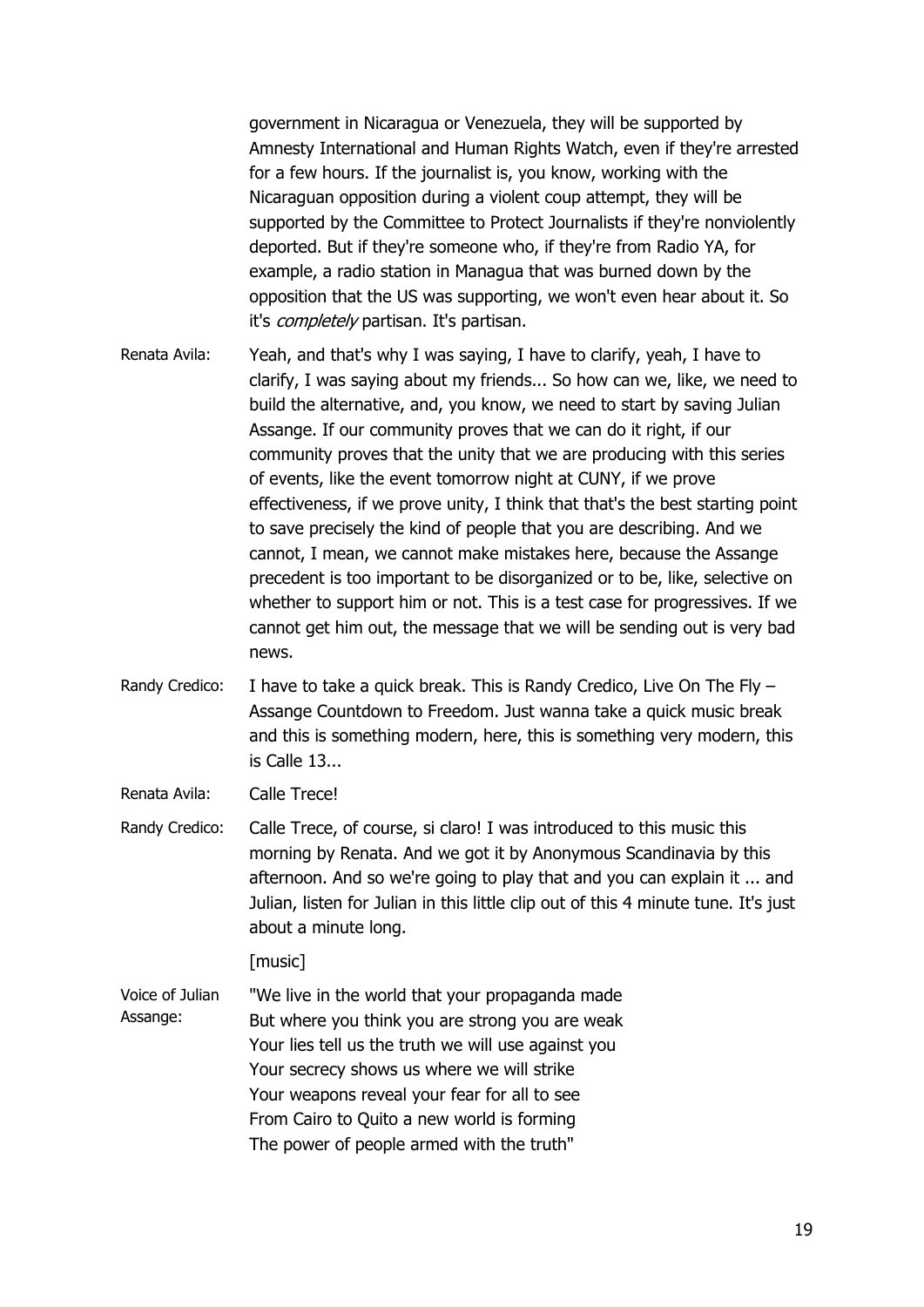government in Nicaragua or Venezuela, they will be supported by Amnesty International and Human Rights Watch, even if they're arrested for a few hours. If the journalist is, you know, working with the Nicaraguan opposition during a violent coup attempt, they will be supported by the Committee to Protect Journalists if they're nonviolently deported. But if they're someone who, if they're from Radio YA, for example, a radio station in Managua that was burned down by the opposition that the US was supporting, we won't even hear about it. So it's *completely* partisan. It's partisan.

Renata Avila: Yeah, and that's why I was saying, I have to clarify, yeah, I have to clarify, I was saying about my friends... So how can we, like, we need to build the alternative, and, you know, we need to start by saving Julian Assange. If our community proves that we can do it right, if our community proves that the unity that we are producing with this series of events, like the event tomorrow night at CUNY, if we prove effectiveness, if we prove unity, I think that that's the best starting point to save precisely the kind of people that you are describing. And we cannot, I mean, we cannot make mistakes here, because the Assange precedent is too important to be disorganized or to be, like, selective on whether to support him or not. This is a test case for progressives. If we cannot get him out, the message that we will be sending out is very bad news.

Randy Credico: I have to take a quick break. This is Randy Credico, Live On The Fly – Assange Countdown to Freedom. Just wanna take a quick music break and this is something modern, here, this is something very modern, this is Calle 13...

Renata Avila: Calle Trece!

Randy Credico: Calle Trece, of course, si claro! I was introduced to this music this morning by Renata. And we got it by Anonymous Scandinavia by this afternoon. And so we're going to play that and you can explain it ... and Julian, listen for Julian in this little clip out of this 4 minute tune. It's just about a minute long.

[music]

Voice of Julian Assange: "We live in the world that your propaganda made  
But where you think you are strong you are weak  
Your lies tell us the truth we will use against you  
Your secrecy shows us where we will strike  
Your weapons reveal your fear for all to see  
From Cairo to Quito a new world is forming  
The power of people armed with the truth"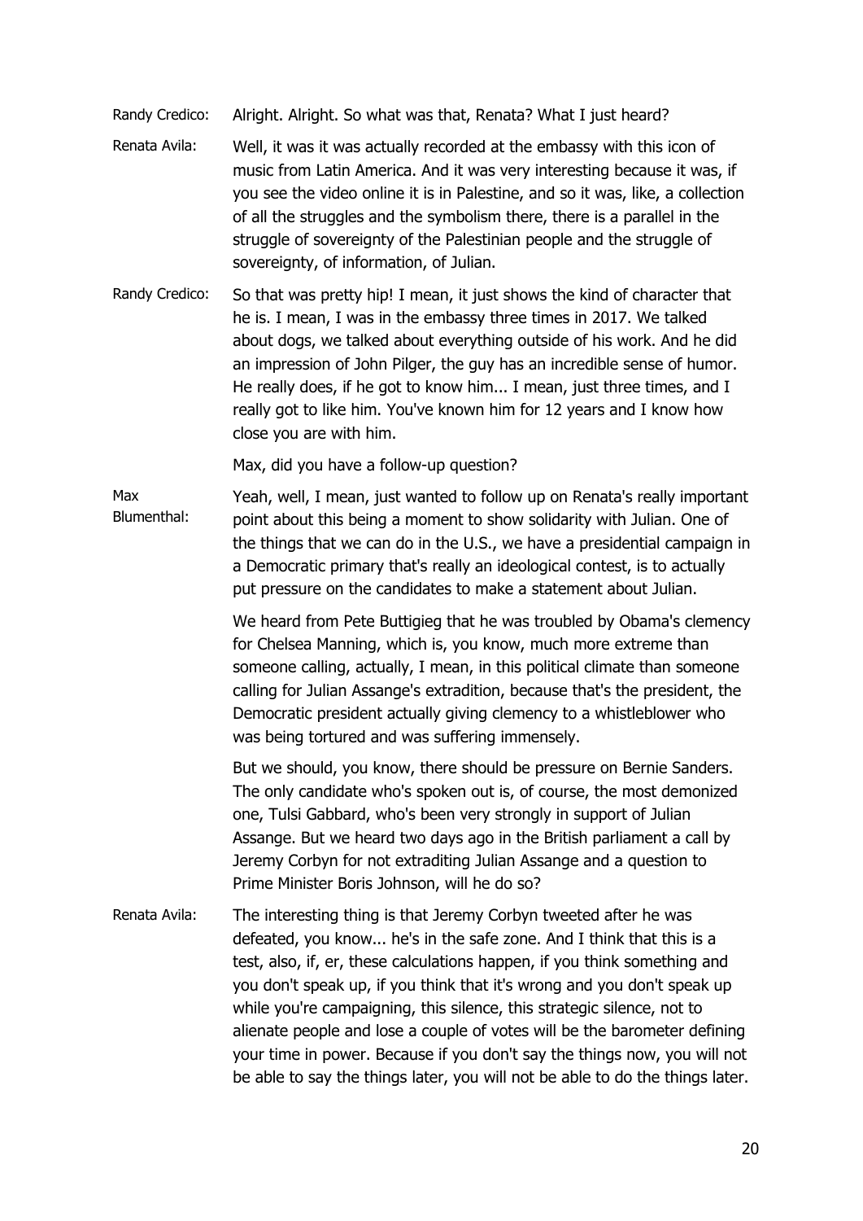**Randy Credico:** Alright. Alright. So what was that, Renata? What I just heard?

**Renata Avila:** Well, it was it was actually recorded at the embassy with this icon of music from Latin America. And it was very interesting because it was, if you see the video online it is in Palestine, and so it was, like, a collection of all the struggles and the symbolism there, there is a parallel in the struggle of sovereignty of the Palestinian people and the struggle of sovereignty, of information, of Julian.

**Randy Credico:** So that was pretty hip! I mean, it just shows the kind of character that he is. I mean, I was in the embassy three times in 2017. We talked about dogs, we talked about everything outside of his work. And he did an impression of John Pilger, the guy has an incredible sense of humor. He really does, if he got to know him... I mean, just three times, and I really got to like him. You've known him for 12 years and I know how close you are with him.

Max, did you have a follow-up question?

**Max Blumenthal:** Yeah, well, I mean, just wanted to follow up on Renata's really important point about this being a moment to show solidarity with Julian. One of the things that we can do in the U.S., we have a presidential campaign in a Democratic primary that's really an ideological contest, is to actually put pressure on the candidates to make a statement about Julian.

We heard from Pete Buttigieg that he was troubled by Obama's clemency for Chelsea Manning, which is, you know, much more extreme than someone calling, actually, I mean, in this political climate than someone calling for Julian Assange's extradition, because that's the president, the Democratic president actually giving clemency to a whistleblower who was being tortured and was suffering immensely.

But we should, you know, there should be pressure on Bernie Sanders. The only candidate who's spoken out is, of course, the most demonized one, Tulsi Gabbard, who's been very strongly in support of Julian Assange. But we heard two days ago in the British parliament a call by Jeremy Corbyn for not extraditing Julian Assange and a question to Prime Minister Boris Johnson, will he do so?

**Renata Avila:** The interesting thing is that Jeremy Corbyn tweeted after he was defeated, you know... he's in the safe zone. And I think that this is a test, also, if, er, these calculations happen, if you think something and you don't speak up, if you think that it's wrong and you don't speak up while you're campaigning, this silence, this strategic silence, not to alienate people and lose a couple of votes will be the barometer defining your time in power. Because if you don't say the things now, you will not be able to say the things later, you will not be able to do the things later.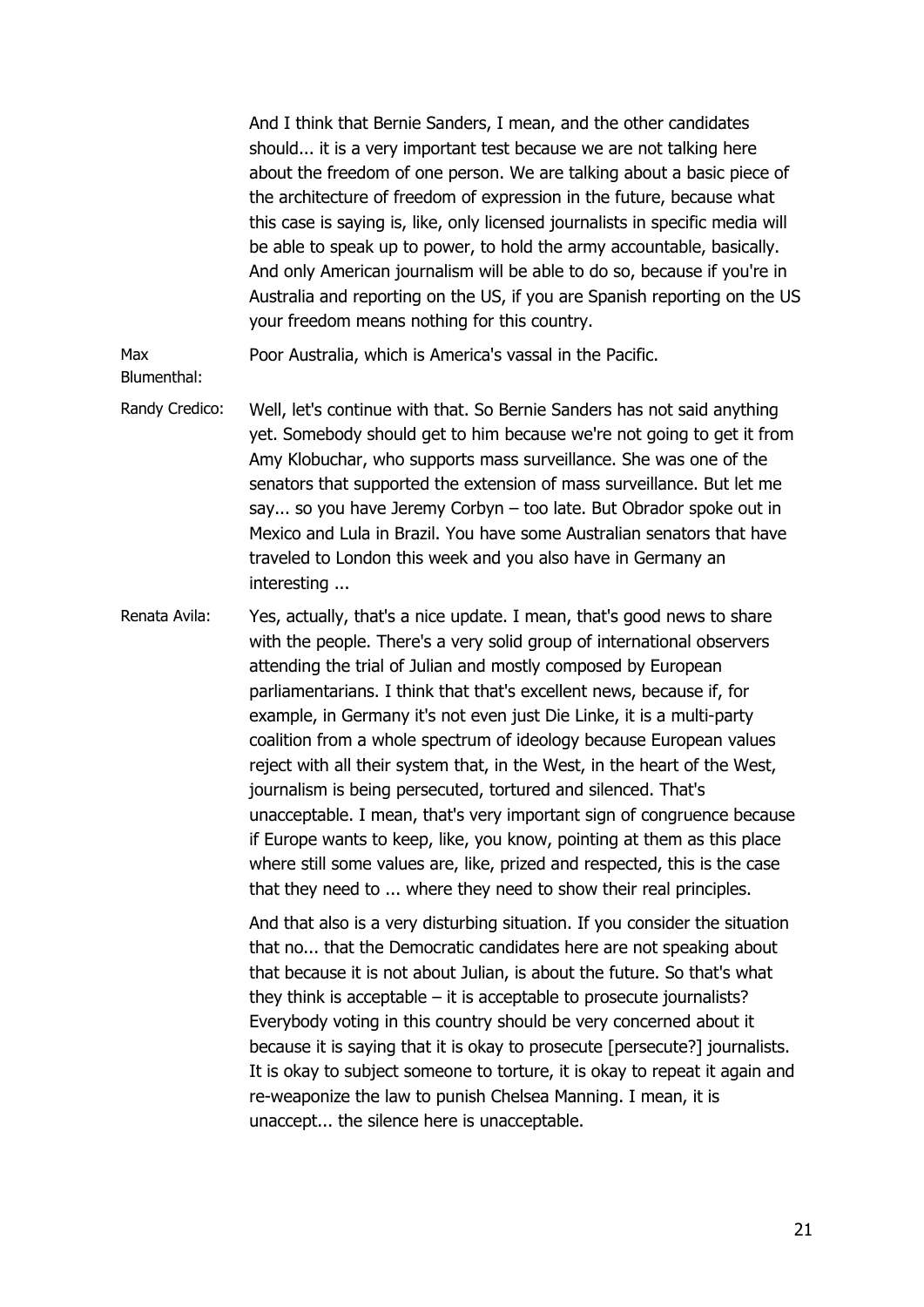And I think that Bernie Sanders, I mean, and the other candidates should... it is a very important test because we are not talking here about the freedom of one person. We are talking about a basic piece of the architecture of freedom of expression in the future, because what this case is saying is, like, only licensed journalists in specific media will be able to speak up to power, to hold the army accountable, basically. And only American journalism will be able to do so, because if you're in Australia and reporting on the US, if you are Spanish reporting on the US your freedom means nothing for this country.

**Max Blumenthal:** Poor Australia, which is America's vassal in the Pacific.

**Randy Credico:** Well, let's continue with that. So Bernie Sanders has not said anything yet. Somebody should get to him because we're not going to get it from Amy Klobuchar, who supports mass surveillance. She was one of the senators that supported the extension of mass surveillance. But let me say... so you have Jeremy Corbyn – too late. But Obrador spoke out in Mexico and Lula in Brazil. You have some Australian senators that have traveled to London this week and you also have in Germany an interesting ...

**Renata Avila:** Yes, actually, that's a nice update. I mean, that's good news to share with the people. There's a very solid group of international observers attending the trial of Julian and mostly composed by European parliamentarians. I think that that's excellent news, because if, for example, in Germany it's not even just Die Linke, it is a multi-party coalition from a whole spectrum of ideology because European values reject with all their system that, in the West, in the heart of the West, journalism is being persecuted, tortured and silenced. That's unacceptable. I mean, that's very important sign of congruence because if Europe wants to keep, like, you know, pointing at them as this place where still some values are, like, prized and respected, this is the case that they need to ... where they need to show their real principles.

And that also is a very disturbing situation. If you consider the situation that no... that the Democratic candidates here are not speaking about that because it is not about Julian, is about the future. So that's what they think is acceptable – it is acceptable to prosecute journalists? Everybody voting in this country should be very concerned about it because it is saying that it is okay to prosecute [persecute?] journalists. It is okay to subject someone to torture, it is okay to repeat it again and re-weaponize the law to punish Chelsea Manning. I mean, it is unaccept... the silence here is unacceptable.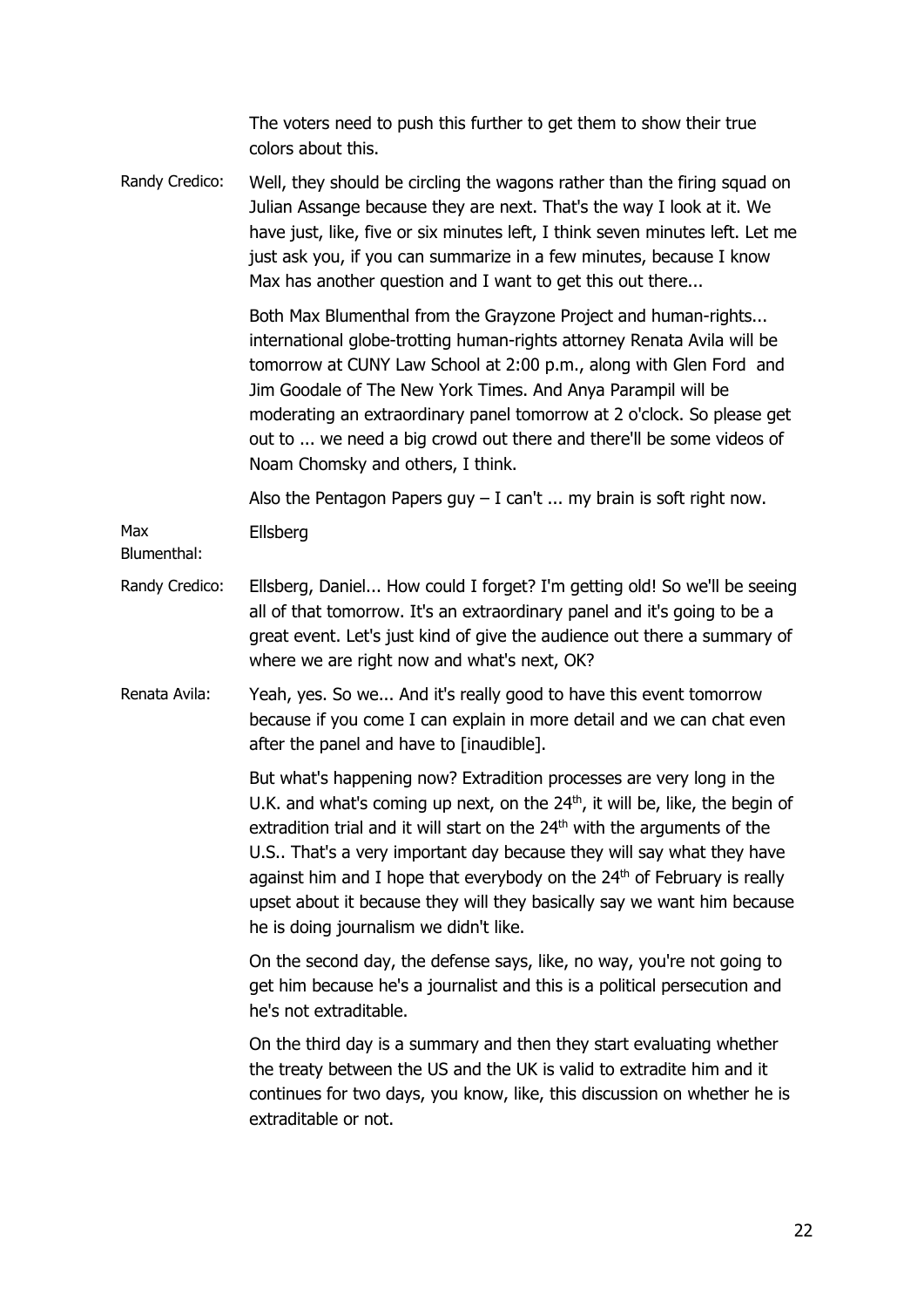The voters need to push this further to get them to show their true colors about this.

**Randy Credico:** Well, they should be circling the wagons rather than the firing squad on Julian Assange because they are next. That's the way I look at it. We have just, like, five or six minutes left, I think seven minutes left. Let me just ask you, if you can summarize in a few minutes, because I know Max has another question and I want to get this out there...

Both Max Blumenthal from the Grayzone Project and human-rights... international globe-trotting human-rights attorney Renata Avila will be tomorrow at CUNY Law School at 2:00 p.m., along with Glen Ford and Jim Goodale of The New York Times. And Anya Parampil will be moderating an extraordinary panel tomorrow at 2 o'clock. So please get out to ... we need a big crowd out there and there'll be some videos of Noam Chomsky and others, I think.

Also the Pentagon Papers guy – I can't ... my brain is soft right now.

**Max Blumenthal:** Ellsberg

**Randy Credico:** Ellsberg, Daniel... How could I forget? I'm getting old! So we'll be seeing all of that tomorrow. It's an extraordinary panel and it's going to be a great event. Let's just kind of give the audience out there a summary of where we are right now and what's next, OK?

**Renata Avila:** Yeah, yes. So we... And it's really good to have this event tomorrow because if you come I can explain in more detail and we can chat even after the panel and have to [inaudible].

But what's happening now? Extradition processes are very long in the U.K. and what's coming up next, on the 24th, it will be, like, the begin of extradition trial and it will start on the 24th with the arguments of the U.S.. That's a very important day because they will say what they have against him and I hope that everybody on the 24th of February is really upset about it because they will they basically say we want him because he is doing journalism we didn't like.

On the second day, the defense says, like, no way, you're not going to get him because he's a journalist and this is a political persecution and he's not extraditable.

On the third day is a summary and then they start evaluating whether the treaty between the US and the UK is valid to extradite him and it continues for two days, you know, like, this discussion on whether he is extraditable or not.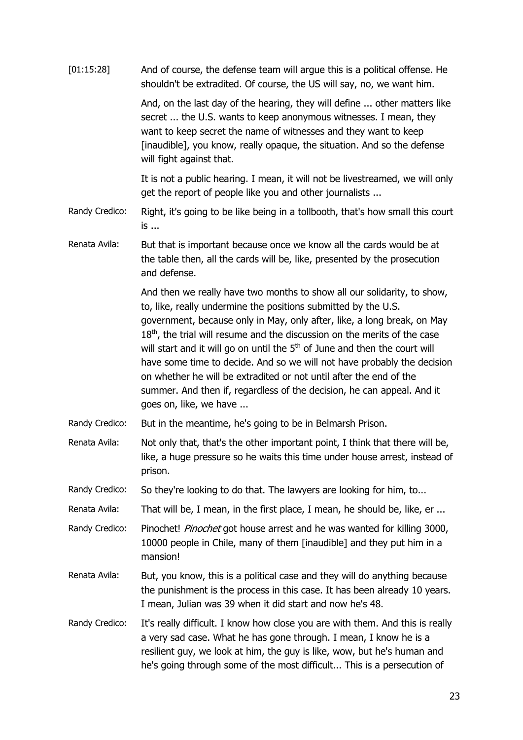[01:15:28] And of course, the defense team will argue this is a political offense. He shouldn't be extradited. Of course, the US will say, no, we want him.

And, on the last day of the hearing, they will define ... other matters like secret ... the U.S. wants to keep anonymous witnesses. I mean, they want to keep secret the name of witnesses and they want to keep [inaudible], you know, really opaque, the situation. And so the defense will fight against that.

It is not a public hearing. I mean, it will not be livestreamed, we will only get the report of people like you and other journalists ...

Randy Credico: Right, it's going to be like being in a tollbooth, that's how small this court is ...

Renata Avila: But that is important because once we know all the cards would be at the table then, all the cards will be, like, presented by the prosecution and defense.

And then we really have two months to show all our solidarity, to show, to, like, really undermine the positions submitted by the U.S. government, because only in May, only after, like, a long break, on May 18th, the trial will resume and the discussion on the merits of the case will start and it will go on until the 5th of June and then the court will have some time to decide. And so we will not have probably the decision on whether he will be extradited or not until after the end of the summer. And then if, regardless of the decision, he can appeal. And it goes on, like, we have ...

Randy Credico: But in the meantime, he's going to be in Belmarsh Prison.

Renata Avila: Not only that, that's the other important point, I think that there will be, like, a huge pressure so he waits this time under house arrest, instead of prison.

Randy Credico: So they're looking to do that. The lawyers are looking for him, to...

Renata Avila: That will be, I mean, in the first place, I mean, he should be, like, er ...

Randy Credico: Pinochet! *Pinochet* got house arrest and he was wanted for killing 3000, 10000 people in Chile, many of them [inaudible] and they put him in a mansion!

Renata Avila: But, you know, this is a political case and they will do anything because the punishment is the process in this case. It has been already 10 years. I mean, Julian was 39 when it did start and now he's 48.

Randy Credico: It's really difficult. I know how close you are with them. And this is really a very sad case. What he has gone through. I mean, I know he is a resilient guy, we look at him, the guy is like, wow, but he's human and he's going through some of the most difficult... This is a persecution of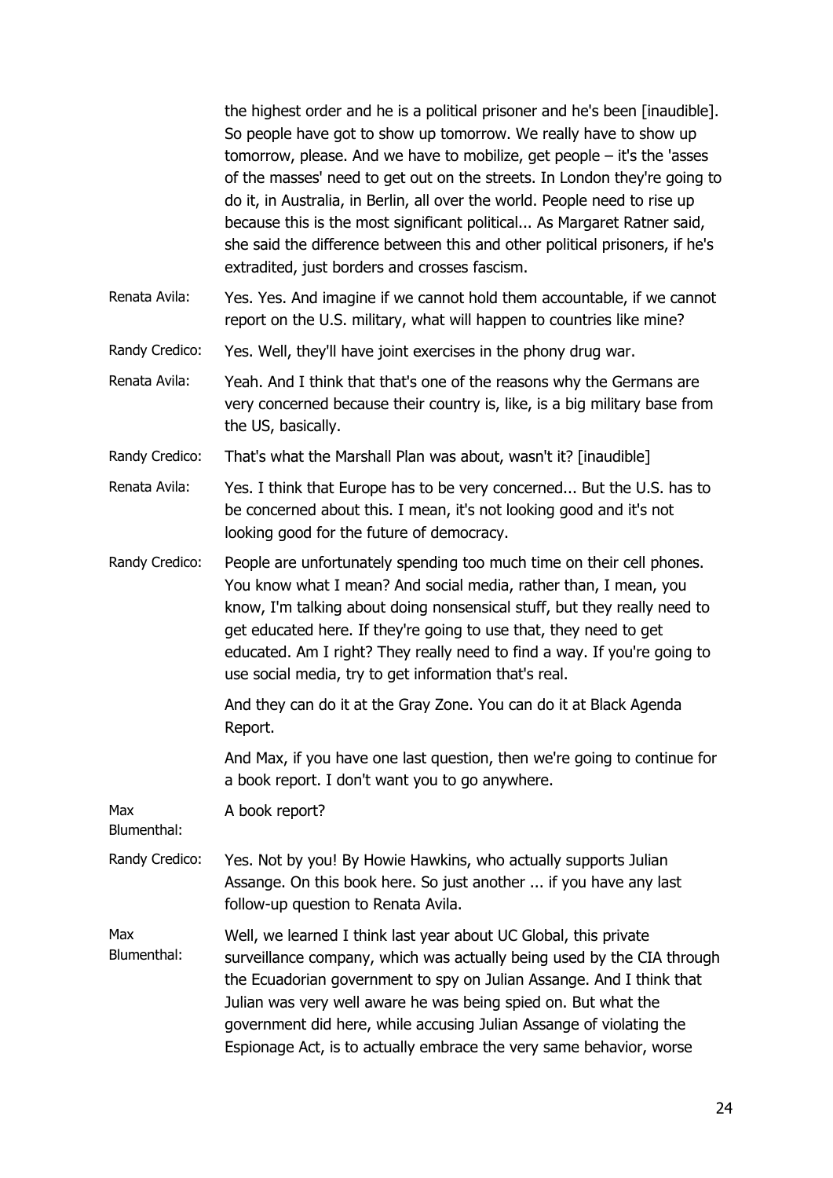the highest order and he is a political prisoner and he's been [inaudible]. So people have got to show up tomorrow. We really have to show up tomorrow, please. And we have to mobilize, get people – it's the 'asses of the masses' need to get out on the streets. In London they're going to do it, in Australia, in Berlin, all over the world. People need to rise up because this is the most significant political... As Margaret Ratner said, she said the difference between this and other political prisoners, if he's extradited, just borders and crosses fascism.

**Renata Avila:** Yes. Yes. And imagine if we cannot hold them accountable, if we cannot report on the U.S. military, what will happen to countries like mine?

**Randy Credico:** Yes. Well, they'll have joint exercises in the phony drug war.

**Renata Avila:** Yeah. And I think that that's one of the reasons why the Germans are very concerned because their country is, like, is a big military base from the US, basically.

**Randy Credico:** That's what the Marshall Plan was about, wasn't it? [inaudible]

**Renata Avila:** Yes. I think that Europe has to be very concerned... But the U.S. has to be concerned about this. I mean, it's not looking good and it's not looking good for the future of democracy.

**Randy Credico:** People are unfortunately spending too much time on their cell phones. You know what I mean? And social media, rather than, I mean, you know, I'm talking about doing nonsensical stuff, but they really need to get educated here. If they're going to use that, they need to get educated. Am I right? They really need to find a way. If you're going to use social media, try to get information that's real.

And they can do it at the Gray Zone. You can do it at Black Agenda Report.

And Max, if you have one last question, then we're going to continue for a book report. I don't want you to go anywhere.

**Max Blumenthal:** A book report?

**Randy Credico:** Yes. Not by you! By Howie Hawkins, who actually supports Julian Assange. On this book here. So just another ... if you have any last follow-up question to Renata Avila.

**Max Blumenthal:** Well, we learned I think last year about UC Global, this private surveillance company, which was actually being used by the CIA through the Ecuadorian government to spy on Julian Assange. And I think that Julian was very well aware he was being spied on. But what the government did here, while accusing Julian Assange of violating the Espionage Act, is to actually embrace the very same behavior, worse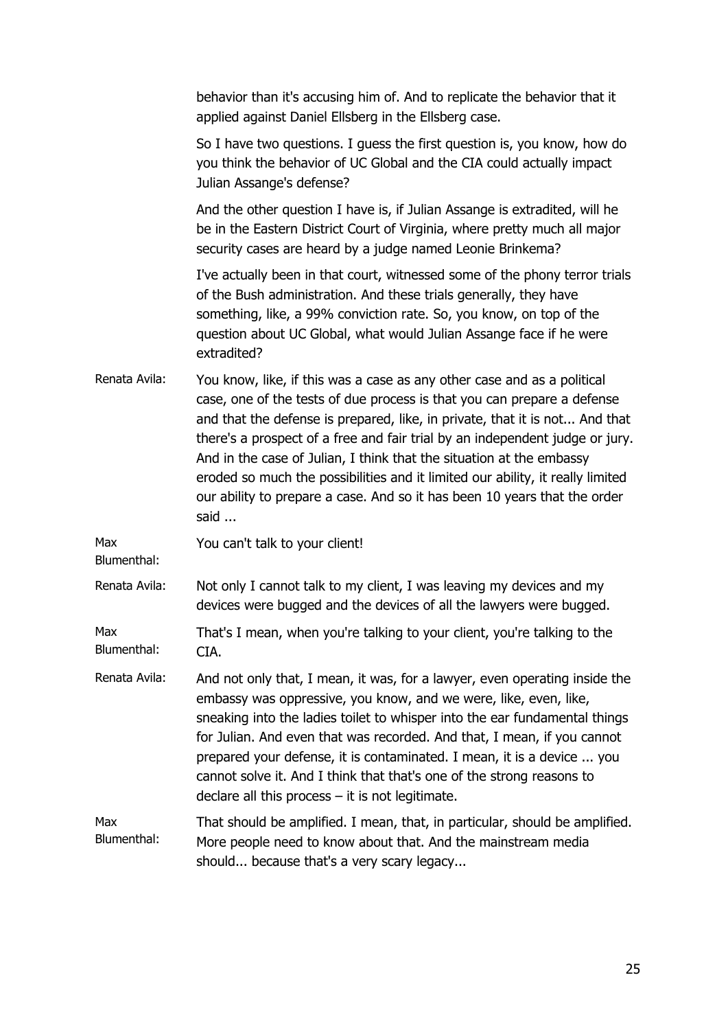behavior than it's accusing him of. And to replicate the behavior that it applied against Daniel Ellsberg in the Ellsberg case.

So I have two questions. I guess the first question is, you know, how do you think the behavior of UC Global and the CIA could actually impact Julian Assange's defense?

And the other question I have is, if Julian Assange is extradited, will he be in the Eastern District Court of Virginia, where pretty much all major security cases are heard by a judge named Leonie Brinkema?

I've actually been in that court, witnessed some of the phony terror trials of the Bush administration. And these trials generally, they have something, like, a 99% conviction rate. So, you know, on top of the question about UC Global, what would Julian Assange face if he were extradited?

**Renata Avila:** You know, like, if this was a case as any other case and as a political case, one of the tests of due process is that you can prepare a defense and that the defense is prepared, like, in private, that it is not... And that there's a prospect of a free and fair trial by an independent judge or jury. And in the case of Julian, I think that the situation at the embassy eroded so much the possibilities and it limited our ability, it really limited our ability to prepare a case. And so it has been 10 years that the order said ...

**Max Blumenthal:** You can't talk to your client!

**Renata Avila:** Not only I cannot talk to my client, I was leaving my devices and my devices were bugged and the devices of all the lawyers were bugged.

**Max Blumenthal:** That's I mean, when you're talking to your client, you're talking to the CIA.

**Renata Avila:** And not only that, I mean, it was, for a lawyer, even operating inside the embassy was oppressive, you know, and we were, like, even, like, sneaking into the ladies toilet to whisper into the ear fundamental things for Julian. And even that was recorded. And that, I mean, if you cannot prepared your defense, it is contaminated. I mean, it is a device ... you cannot solve it. And I think that that's one of the strong reasons to declare all this process – it is not legitimate.

**Max Blumenthal:** That should be amplified. I mean, that, in particular, should be amplified. More people need to know about that. And the mainstream media should... because that's a very scary legacy...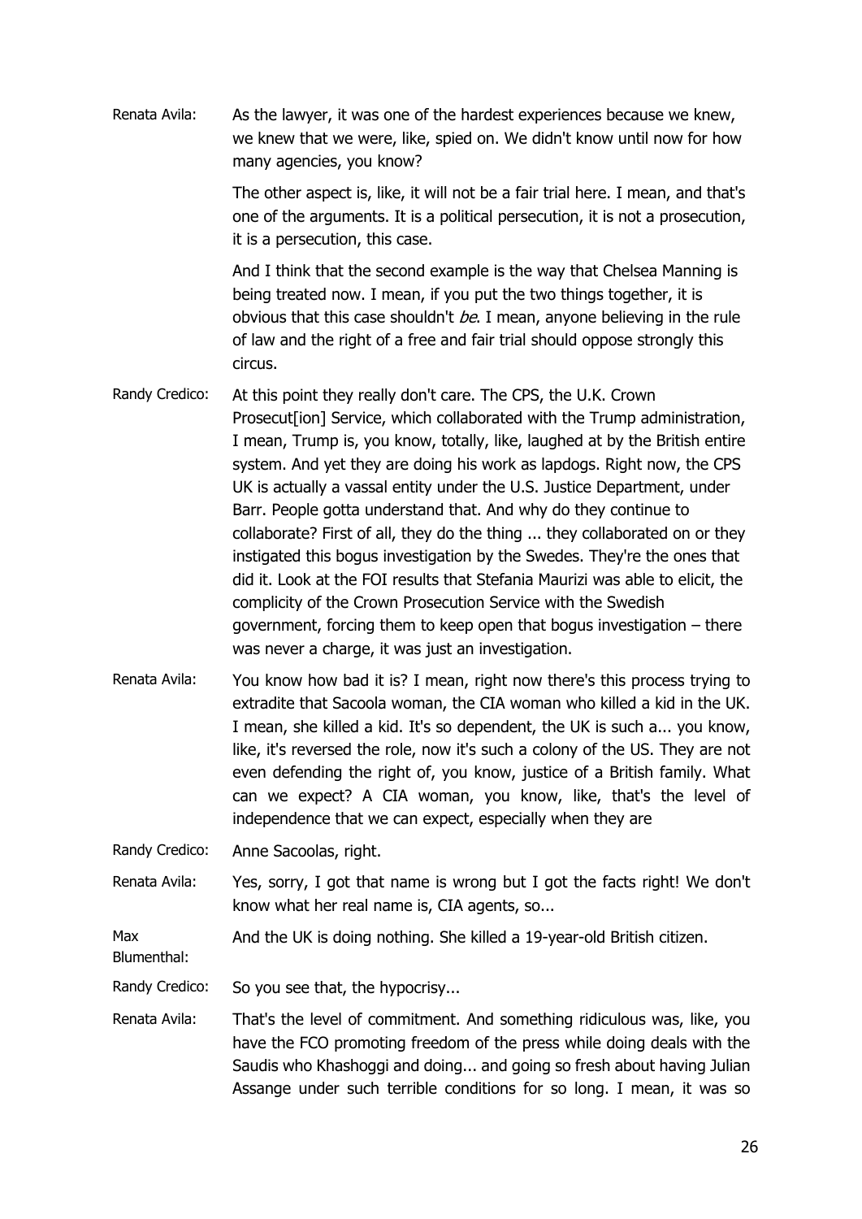Renata Avila: As the lawyer, it was one of the hardest experiences because we knew, we knew that we were, like, spied on. We didn't know until now for how many agencies, you know?

The other aspect is, like, it will not be a fair trial here. I mean, and that's one of the arguments. It is a political persecution, it is not a prosecution, it is a persecution, this case.

And I think that the second example is the way that Chelsea Manning is being treated now. I mean, if you put the two things together, it is obvious that this case shouldn't *be*. I mean, anyone believing in the rule of law and the right of a free and fair trial should oppose strongly this circus.

Randy Credico: At this point they really don't care. The CPS, the U.K. Crown Prosecut[ion] Service, which collaborated with the Trump administration, I mean, Trump is, you know, totally, like, laughed at by the British entire system. And yet they are doing his work as lapdogs. Right now, the CPS UK is actually a vassal entity under the U.S. Justice Department, under Barr. People gotta understand that. And why do they continue to collaborate? First of all, they do the thing ... they collaborated on or they instigated this bogus investigation by the Swedes. They're the ones that did it. Look at the FOI results that Stefania Maurizi was able to elicit, the complicity of the Crown Prosecution Service with the Swedish government, forcing them to keep open that bogus investigation – there was never a charge, it was just an investigation.

Renata Avila: You know how bad it is? I mean, right now there's this process trying to extradite that Sacoola woman, the CIA woman who killed a kid in the UK. I mean, she killed a kid. It's so dependent, the UK is such a... you know, like, it's reversed the role, now it's such a colony of the US. They are not even defending the right of, you know, justice of a British family. What can we expect? A CIA woman, you know, like, that's the level of independence that we can expect, especially when they are

Randy Credico: Anne Sacoolas, right.

Renata Avila: Yes, sorry, I got that name is wrong but I got the facts right! We don't know what her real name is, CIA agents, so...

Max Blumenthal: And the UK is doing nothing. She killed a 19-year-old British citizen.

Randy Credico: So you see that, the hypocrisy...

Renata Avila: That's the level of commitment. And something ridiculous was, like, you have the FCO promoting freedom of the press while doing deals with the Saudis who Khashoggi and doing... and going so fresh about having Julian Assange under such terrible conditions for so long. I mean, it was so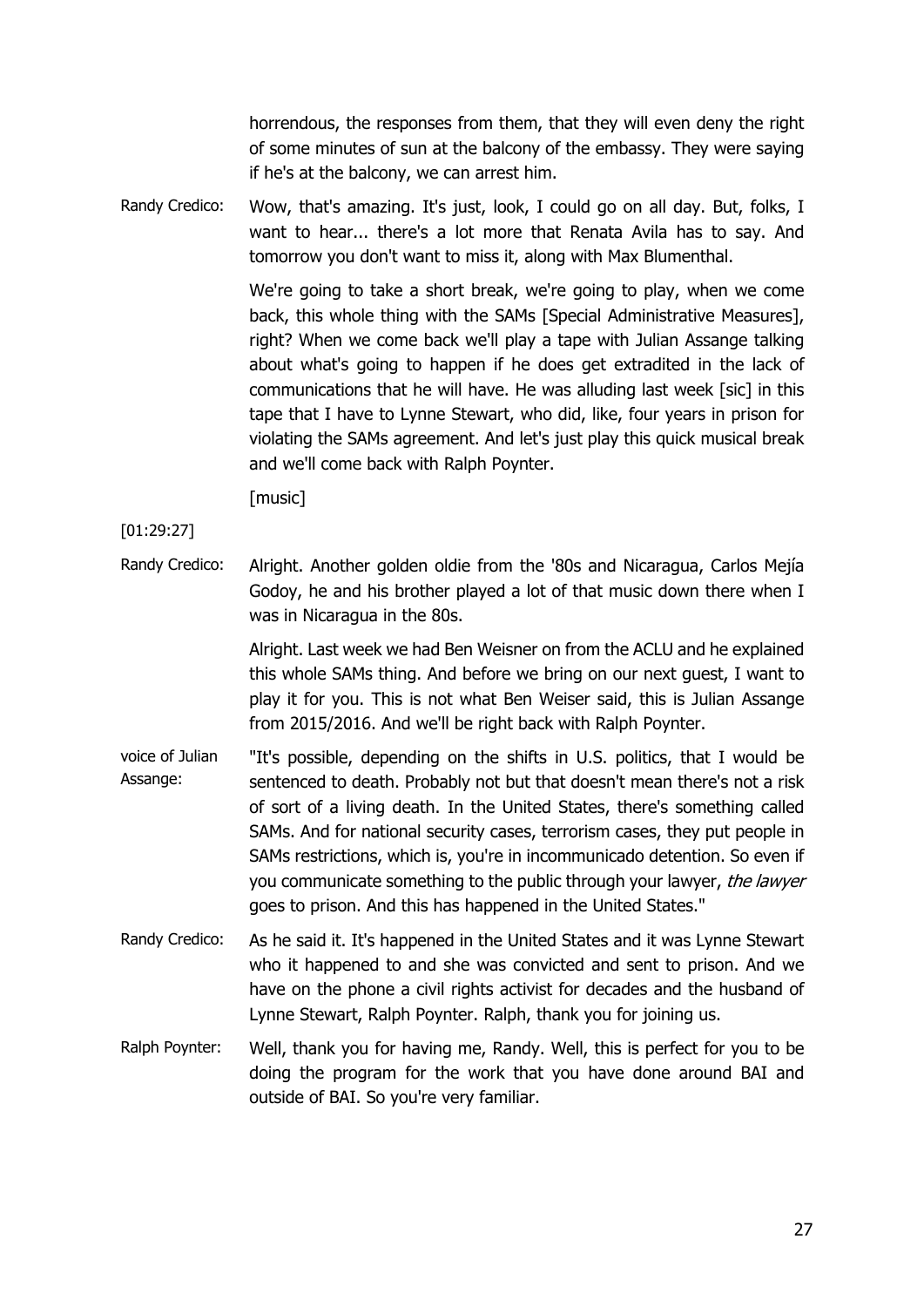horrendous, the responses from them, that they will even deny the right of some minutes of sun at the balcony of the embassy. They were saying if he's at the balcony, we can arrest him.

Randy Credico: Wow, that's amazing. It's just, look, I could go on all day. But, folks, I want to hear... there's a lot more that Renata Avila has to say. And tomorrow you don't want to miss it, along with Max Blumenthal.

We're going to take a short break, we're going to play, when we come back, this whole thing with the SAMs [Special Administrative Measures], right? When we come back we'll play a tape with Julian Assange talking about what's going to happen if he does get extradited in the lack of communications that he will have. He was alluding last week [sic] in this tape that I have to Lynne Stewart, who did, like, four years in prison for violating the SAMs agreement. And let's just play this quick musical break and we'll come back with Ralph Poynter.

[music]

[01:29:27]

Randy Credico: Alright. Another golden oldie from the '80s and Nicaragua, Carlos Mejía Godoy, he and his brother played a lot of that music down there when I was in Nicaragua in the 80s.

Alright. Last week we had Ben Weisner on from the ACLU and he explained this whole SAMs thing. And before we bring on our next guest, I want to play it for you. This is not what Ben Weiser said, this is Julian Assange from 2015/2016. And we'll be right back with Ralph Poynter.

voice of Julian Assange: "It's possible, depending on the shifts in U.S. politics, that I would be sentenced to death. Probably not but that doesn't mean there's not a risk of sort of a living death. In the United States, there's something called SAMs. And for national security cases, terrorism cases, they put people in SAMs restrictions, which is, you're in incommunicado detention. So even if you communicate something to the public through your lawyer, *the lawyer* goes to prison. And this has happened in the United States."

Randy Credico: As he said it. It's happened in the United States and it was Lynne Stewart who it happened to and she was convicted and sent to prison. And we have on the phone a civil rights activist for decades and the husband of Lynne Stewart, Ralph Poynter. Ralph, thank you for joining us.

Ralph Poynter: Well, thank you for having me, Randy. Well, this is perfect for you to be doing the program for the work that you have done around BAI and outside of BAI. So you're very familiar.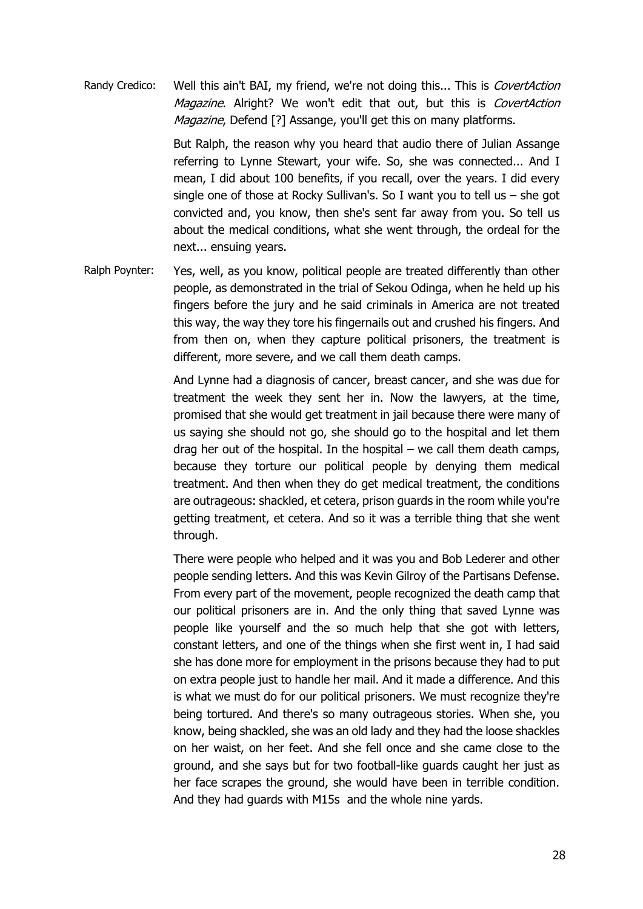**Randy Credico:** Well this ain't BAI, my friend, we're not doing this... This is *CovertAction Magazine*. Alright? We won't edit that out, but this is *CovertAction Magazine*, Defend [?] Assange, you'll get this on many platforms.

But Ralph, the reason why you heard that audio there of Julian Assange referring to Lynne Stewart, your wife. So, she was connected... And I mean, I did about 100 benefits, if you recall, over the years. I did every single one of those at Rocky Sullivan's. So I want you to tell us – she got convicted and, you know, then she's sent far away from you. So tell us about the medical conditions, what she went through, the ordeal for the next... ensuing years.

**Ralph Poynter:** Yes, well, as you know, political people are treated differently than other people, as demonstrated in the trial of Sekou Odinga, when he held up his fingers before the jury and he said criminals in America are not treated this way, the way they tore his fingernails out and crushed his fingers. And from then on, when they capture political prisoners, the treatment is different, more severe, and we call them death camps.

And Lynne had a diagnosis of cancer, breast cancer, and she was due for treatment the week they sent her in. Now the lawyers, at the time, promised that she would get treatment in jail because there were many of us saying she should not go, she should go to the hospital and let them drag her out of the hospital. In the hospital – we call them death camps, because they torture our political people by denying them medical treatment. And then when they do get medical treatment, the conditions are outrageous: shackled, et cetera, prison guards in the room while you're getting treatment, et cetera. And so it was a terrible thing that she went through.

There were people who helped and it was you and Bob Lederer and other people sending letters. And this was Kevin Gilroy of the Partisans Defense. From every part of the movement, people recognized the death camp that our political prisoners are in. And the only thing that saved Lynne was people like yourself and the so much help that she got with letters, constant letters, and one of the things when she first went in, I had said she has done more for employment in the prisons because they had to put on extra people just to handle her mail. And it made a difference. And this is what we must do for our political prisoners. We must recognize they're being tortured. And there's so many outrageous stories. When she, you know, being shackled, she was an old lady and they had the loose shackles on her waist, on her feet. And she fell once and she came close to the ground, and she says but for two football-like guards caught her just as her face scrapes the ground, she would have been in terrible condition. And they had guards with M15s and the whole nine yards.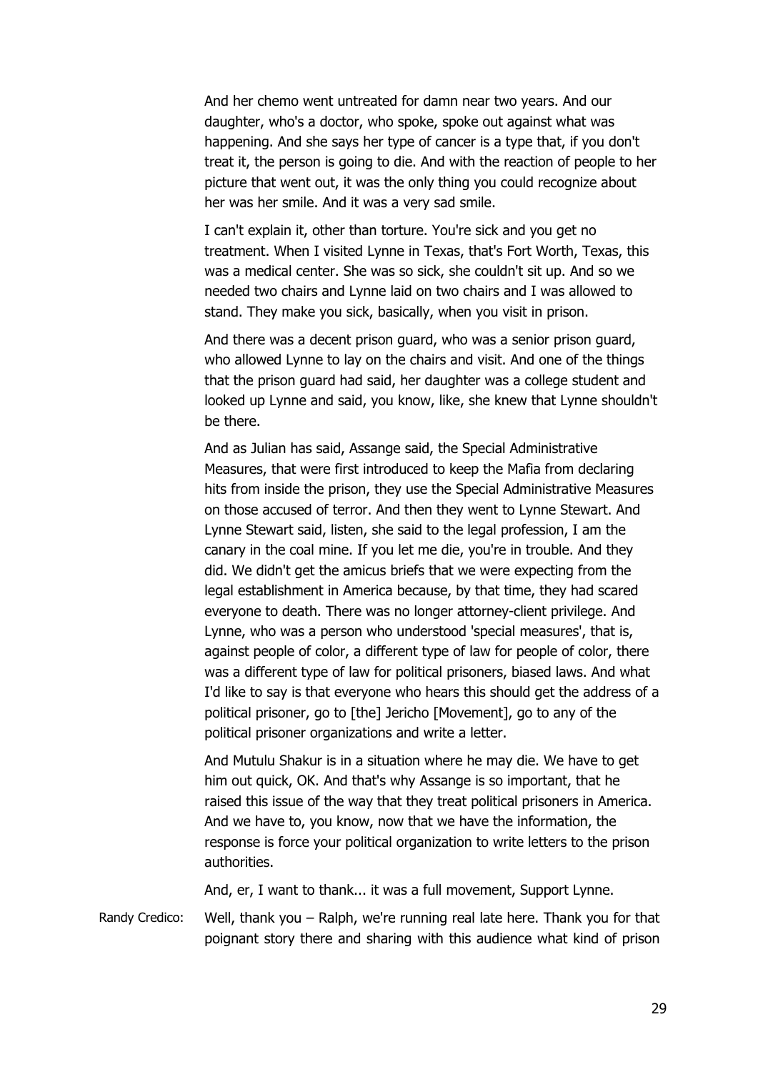And her chemo went untreated for damn near two years. And our daughter, who's a doctor, who spoke, spoke out against what was happening. And she says her type of cancer is a type that, if you don't treat it, the person is going to die. And with the reaction of people to her picture that went out, it was the only thing you could recognize about her was her smile. And it was a very sad smile.

I can't explain it, other than torture. You're sick and you get no treatment. When I visited Lynne in Texas, that's Fort Worth, Texas, this was a medical center. She was so sick, she couldn't sit up. And so we needed two chairs and Lynne laid on two chairs and I was allowed to stand. They make you sick, basically, when you visit in prison.

And there was a decent prison guard, who was a senior prison guard, who allowed Lynne to lay on the chairs and visit. And one of the things that the prison guard had said, her daughter was a college student and looked up Lynne and said, you know, like, she knew that Lynne shouldn't be there.

And as Julian has said, Assange said, the Special Administrative Measures, that were first introduced to keep the Mafia from declaring hits from inside the prison, they use the Special Administrative Measures on those accused of terror. And then they went to Lynne Stewart. And Lynne Stewart said, listen, she said to the legal profession, I am the canary in the coal mine. If you let me die, you're in trouble. And they did. We didn't get the amicus briefs that we were expecting from the legal establishment in America because, by that time, they had scared everyone to death. There was no longer attorney-client privilege. And Lynne, who was a person who understood 'special measures', that is, against people of color, a different type of law for people of color, there was a different type of law for political prisoners, biased laws. And what I'd like to say is that everyone who hears this should get the address of a political prisoner, go to [the] Jericho [Movement], go to any of the political prisoner organizations and write a letter.

And Mutulu Shakur is in a situation where he may die. We have to get him out quick, OK. And that's why Assange is so important, that he raised this issue of the way that they treat political prisoners in America. And we have to, you know, now that we have the information, the response is force your political organization to write letters to the prison authorities.

And, er, I want to thank... it was a full movement, Support Lynne.

Randy Credico: Well, thank you – Ralph, we're running real late here. Thank you for that poignant story there and sharing with this audience what kind of prison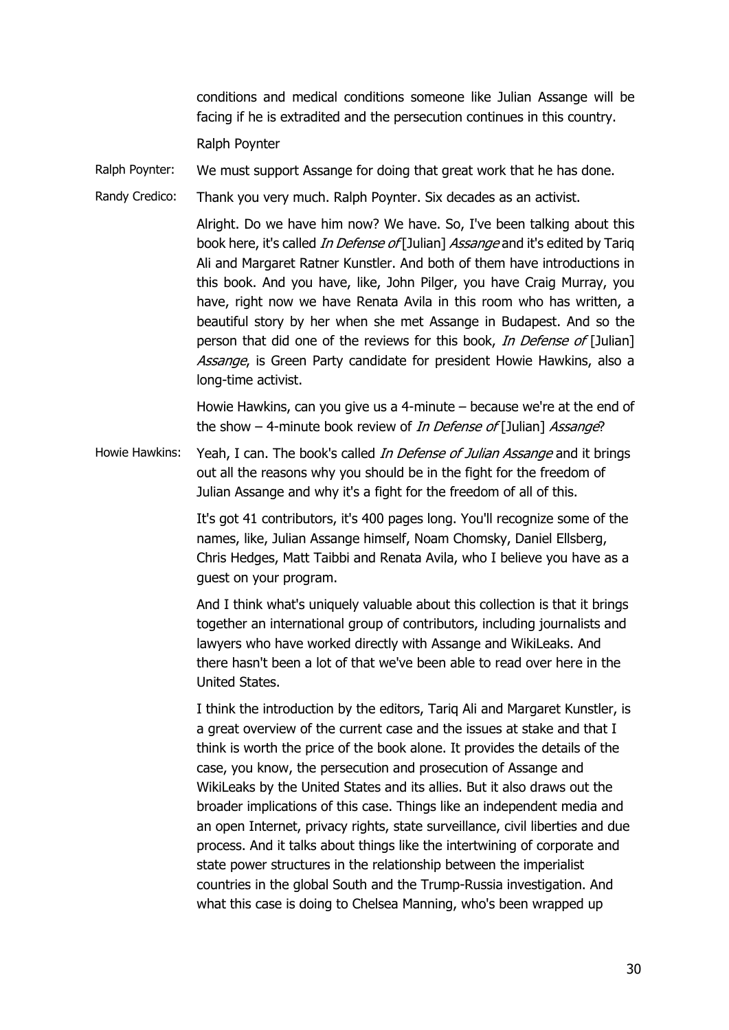conditions and medical conditions someone like Julian Assange will be facing if he is extradited and the persecution continues in this country.

Ralph Poynter

Ralph Poynter: We must support Assange for doing that great work that he has done.

Randy Credico: Thank you very much. Ralph Poynter. Six decades as an activist.

Alright. Do we have him now? We have. So, I've been talking about this book here, it's called *In Defense of* [Julian] *Assange* and it's edited by Tariq Ali and Margaret Ratner Kunstler. And both of them have introductions in this book. And you have, like, John Pilger, you have Craig Murray, you have, right now we have Renata Avila in this room who has written, a beautiful story by her when she met Assange in Budapest. And so the person that did one of the reviews for this book, *In Defense of* [Julian] *Assange*, is Green Party candidate for president Howie Hawkins, also a long-time activist.

Howie Hawkins, can you give us a 4-minute – because we're at the end of the show – 4-minute book review of *In Defense of* [Julian] *Assange*?

Howie Hawkins: Yeah, I can. The book's called *In Defense of Julian Assange* and it brings out all the reasons why you should be in the fight for the freedom of Julian Assange and why it's a fight for the freedom of all of this.

It's got 41 contributors, it's 400 pages long. You'll recognize some of the names, like, Julian Assange himself, Noam Chomsky, Daniel Ellsberg, Chris Hedges, Matt Taibbi and Renata Avila, who I believe you have as a guest on your program.

And I think what's uniquely valuable about this collection is that it brings together an international group of contributors, including journalists and lawyers who have worked directly with Assange and WikiLeaks. And there hasn't been a lot of that we've been able to read over here in the United States.

I think the introduction by the editors, Tariq Ali and Margaret Kunstler, is a great overview of the current case and the issues at stake and that I think is worth the price of the book alone. It provides the details of the case, you know, the persecution and prosecution of Assange and WikiLeaks by the United States and its allies. But it also draws out the broader implications of this case. Things like an independent media and an open Internet, privacy rights, state surveillance, civil liberties and due process. And it talks about things like the intertwining of corporate and state power structures in the relationship between the imperialist countries in the global South and the Trump-Russia investigation. And what this case is doing to Chelsea Manning, who's been wrapped up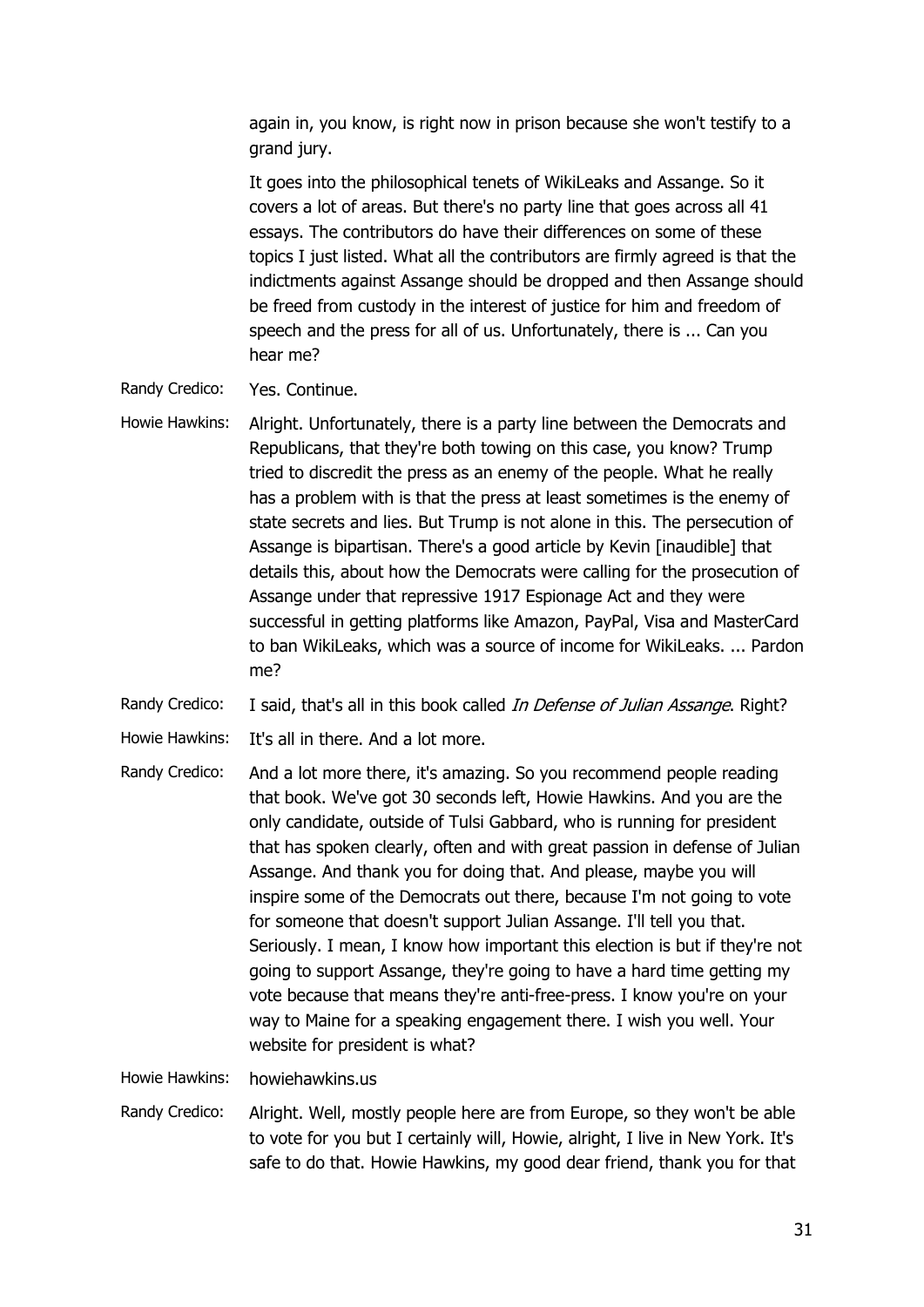again in, you know, is right now in prison because she won't testify to a grand jury.

It goes into the philosophical tenets of WikiLeaks and Assange. So it covers a lot of areas. But there's no party line that goes across all 41 essays. The contributors do have their differences on some of these topics I just listed. What all the contributors are firmly agreed is that the indictments against Assange should be dropped and then Assange should be freed from custody in the interest of justice for him and freedom of speech and the press for all of us. Unfortunately, there is ... Can you hear me?

Randy Credico: Yes. Continue.

Howie Hawkins: Alright. Unfortunately, there is a party line between the Democrats and Republicans, that they're both towing on this case, you know? Trump tried to discredit the press as an enemy of the people. What he really has a problem with is that the press at least sometimes is the enemy of state secrets and lies. But Trump is not alone in this. The persecution of Assange is bipartisan. There's a good article by Kevin [inaudible] that details this, about how the Democrats were calling for the prosecution of Assange under that repressive 1917 Espionage Act and they were successful in getting platforms like Amazon, PayPal, Visa and MasterCard to ban WikiLeaks, which was a source of income for WikiLeaks. ... Pardon me?

Randy Credico: I said, that's all in this book called *In Defense of Julian Assange*. Right?

Howie Hawkins: It's all in there. And a lot more.

Randy Credico: And a lot more there, it's amazing. So you recommend people reading that book. We've got 30 seconds left, Howie Hawkins. And you are the only candidate, outside of Tulsi Gabbard, who is running for president that has spoken clearly, often and with great passion in defense of Julian Assange. And thank you for doing that. And please, maybe you will inspire some of the Democrats out there, because I'm not going to vote for someone that doesn't support Julian Assange. I'll tell you that. Seriously. I mean, I know how important this election is but if they're not going to support Assange, they're going to have a hard time getting my vote because that means they're anti-free-press. I know you're on your way to Maine for a speaking engagement there. I wish you well. Your website for president is what?

Howie Hawkins: howiehawkins.us

Randy Credico: Alright. Well, mostly people here are from Europe, so they won't be able to vote for you but I certainly will, Howie, alright, I live in New York. It's safe to do that. Howie Hawkins, my good dear friend, thank you for that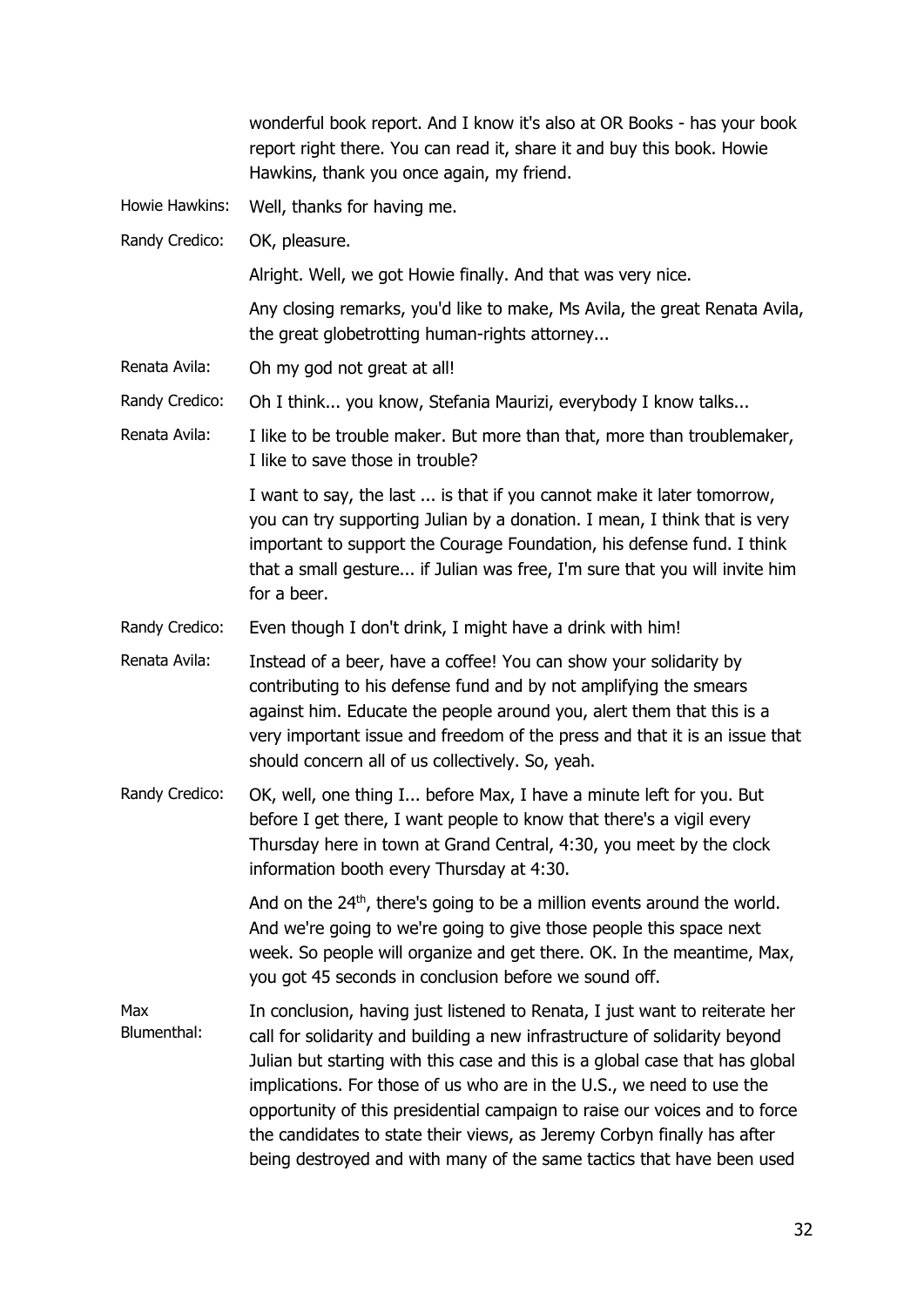wonderful book report. And I know it's also at OR Books - has your book report right there. You can read it, share it and buy this book. Howie Hawkins, thank you once again, my friend.

**Howie Hawkins:** Well, thanks for having me.

**Randy Credico:** OK, pleasure.

Alright. Well, we got Howie finally. And that was very nice.

Any closing remarks, you'd like to make, Ms Avila, the great Renata Avila, the great globetrotting human-rights attorney...

**Renata Avila:** Oh my god not great at all!

**Randy Credico:** Oh I think... you know, Stefania Maurizi, everybody I know talks...

**Renata Avila:** I like to be trouble maker. But more than that, more than troublemaker, I like to save those in trouble?

I want to say, the last ... is that if you cannot make it later tomorrow, you can try supporting Julian by a donation. I mean, I think that is very important to support the Courage Foundation, his defense fund. I think that a small gesture... if Julian was free, I'm sure that you will invite him for a beer.

**Randy Credico:** Even though I don't drink, I might have a drink with him!

**Renata Avila:** Instead of a beer, have a coffee! You can show your solidarity by contributing to his defense fund and by not amplifying the smears against him. Educate the people around you, alert them that this is a very important issue and freedom of the press and that it is an issue that should concern all of us collectively. So, yeah.

**Randy Credico:** OK, well, one thing I... before Max, I have a minute left for you. But before I get there, I want people to know that there's a vigil every Thursday here in town at Grand Central, 4:30, you meet by the clock information booth every Thursday at 4:30.

And on the 24th, there's going to be a million events around the world. And we're going to we're going to give those people this space next week. So people will organize and get there. OK. In the meantime, Max, you got 45 seconds in conclusion before we sound off.

**Max Blumenthal:** In conclusion, having just listened to Renata, I just want to reiterate her call for solidarity and building a new infrastructure of solidarity beyond Julian but starting with this case and this is a global case that has global implications. For those of us who are in the U.S., we need to use the opportunity of this presidential campaign to raise our voices and to force the candidates to state their views, as Jeremy Corbyn finally has after being destroyed and with many of the same tactics that have been used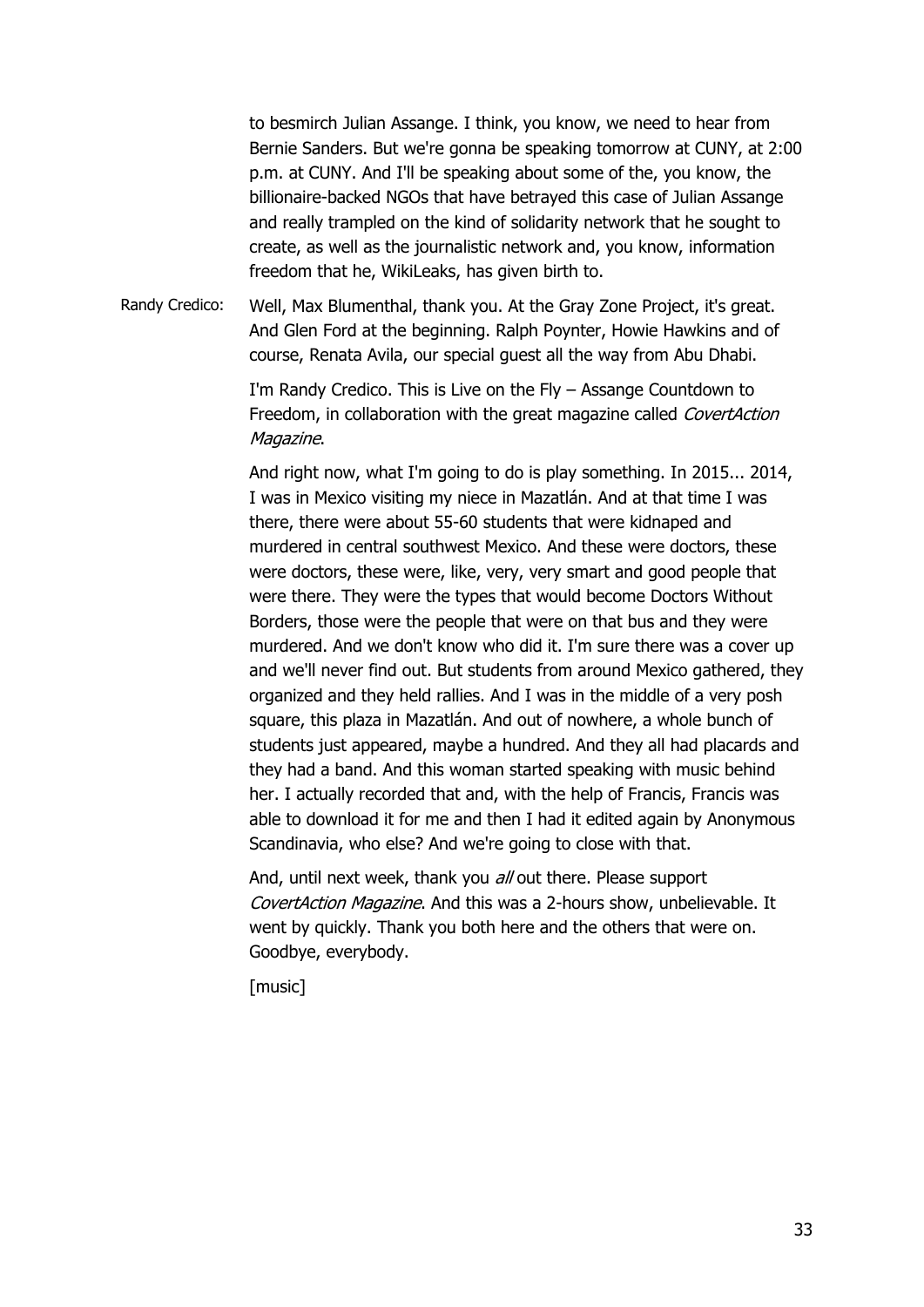to besmirch Julian Assange. I think, you know, we need to hear from Bernie Sanders. But we're gonna be speaking tomorrow at CUNY, at 2:00 p.m. at CUNY. And I'll be speaking about some of the, you know, the billionaire-backed NGOs that have betrayed this case of Julian Assange and really trampled on the kind of solidarity network that he sought to create, as well as the journalistic network and, you know, information freedom that he, WikiLeaks, has given birth to.

Randy Credico: Well, Max Blumenthal, thank you. At the Gray Zone Project, it's great. And Glen Ford at the beginning. Ralph Poynter, Howie Hawkins and of course, Renata Avila, our special guest all the way from Abu Dhabi.

I'm Randy Credico. This is Live on the Fly – Assange Countdown to Freedom, in collaboration with the great magazine called *CovertAction Magazine*.

And right now, what I'm going to do is play something. In 2015... 2014, I was in Mexico visiting my niece in Mazatlán. And at that time I was there, there were about 55-60 students that were kidnaped and murdered in central southwest Mexico. And these were doctors, these were doctors, these were, like, very, very smart and good people that were there. They were the types that would become Doctors Without Borders, those were the people that were on that bus and they were murdered. And we don't know who did it. I'm sure there was a cover up and we'll never find out. But students from around Mexico gathered, they organized and they held rallies. And I was in the middle of a very posh square, this plaza in Mazatlán. And out of nowhere, a whole bunch of students just appeared, maybe a hundred. And they all had placards and they had a band. And this woman started speaking with music behind her. I actually recorded that and, with the help of Francis, Francis was able to download it for me and then I had it edited again by Anonymous Scandinavia, who else? And we're going to close with that.

And, until next week, thank you *all* out there. Please support *CovertAction Magazine*. And this was a 2-hours show, unbelievable. It went by quickly. Thank you both here and the others that were on. Goodbye, everybody.

[music]